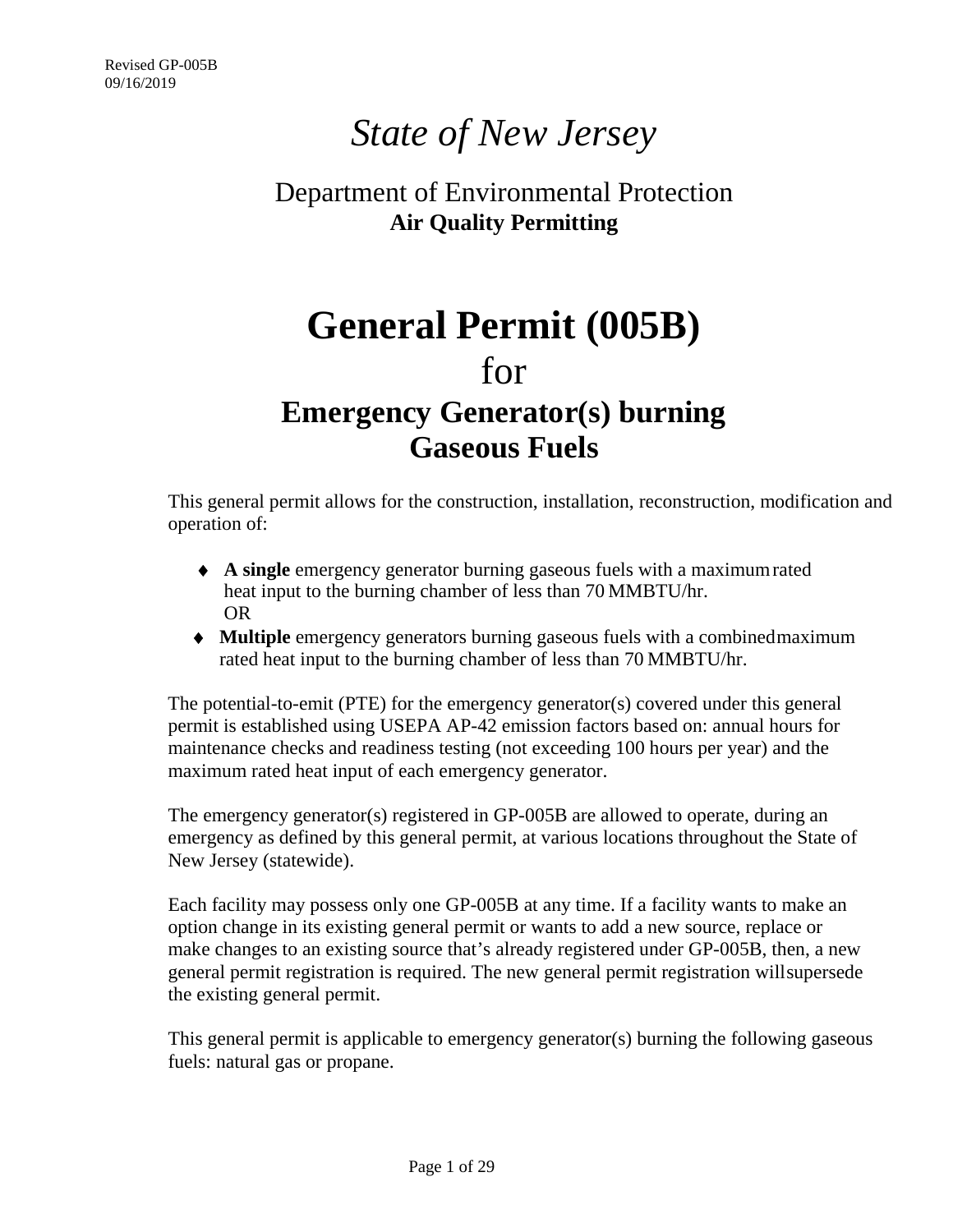Revised GP-005B
09/16/2019

# *State of New Jersey*

## Department of Environmental Protection
**Air Quality Permitting**

# General Permit (005B)
for
## Emergency Generator(s) burning Gaseous Fuels

This general permit allows for the construction, installation, reconstruction, modification and operation of:

- **A single** emergency generator burning gaseous fuels with a maximum rated heat input to the burning chamber of less than 70 MMBTU/hr.
  OR
- **Multiple** emergency generators burning gaseous fuels with a combined maximum rated heat input to the burning chamber of less than 70 MMBTU/hr.

The potential-to-emit (PTE) for the emergency generator(s) covered under this general permit is established using USEPA AP-42 emission factors based on: annual hours for maintenance checks and readiness testing (not exceeding 100 hours per year) and the maximum rated heat input of each emergency generator.

The emergency generator(s) registered in GP-005B are allowed to operate, during an emergency as defined by this general permit, at various locations throughout the State of New Jersey (statewide).

Each facility may possess only one GP-005B at any time. If a facility wants to make an option change in its existing general permit or wants to add a new source, replace or make changes to an existing source that's already registered under GP-005B, then, a new general permit registration is required. The new general permit registration will supersede the existing general permit.

This general permit is applicable to emergency generator(s) burning the following gaseous fuels: natural gas or propane.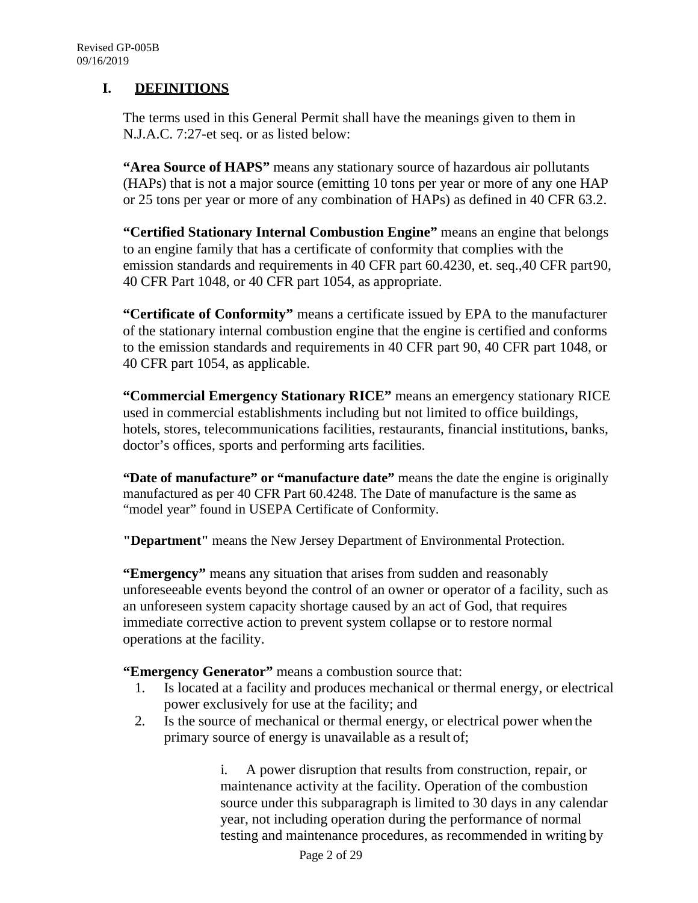## I. DEFINITIONS

The terms used in this General Permit shall have the meanings given to them in N.J.A.C. 7:27-et seq. or as listed below:

**"Area Source of HAPS"** means any stationary source of hazardous air pollutants (HAPs) that is not a major source (emitting 10 tons per year or more of any one HAP or 25 tons per year or more of any combination of HAPs) as defined in 40 CFR 63.2.

**"Certified Stationary Internal Combustion Engine"** means an engine that belongs to an engine family that has a certificate of conformity that complies with the emission standards and requirements in 40 CFR part 60.4230, et. seq.,40 CFR part90, 40 CFR Part 1048, or 40 CFR part 1054, as appropriate.

**"Certificate of Conformity"** means a certificate issued by EPA to the manufacturer of the stationary internal combustion engine that the engine is certified and conforms to the emission standards and requirements in 40 CFR part 90, 40 CFR part 1048, or 40 CFR part 1054, as applicable.

**"Commercial Emergency Stationary RICE"** means an emergency stationary RICE used in commercial establishments including but not limited to office buildings, hotels, stores, telecommunications facilities, restaurants, financial institutions, banks, doctor's offices, sports and performing arts facilities.

**"Date of manufacture" or "manufacture date"** means the date the engine is originally manufactured as per 40 CFR Part 60.4248. The Date of manufacture is the same as "model year" found in USEPA Certificate of Conformity.

**"Department"** means the New Jersey Department of Environmental Protection.

**"Emergency"** means any situation that arises from sudden and reasonably unforeseeable events beyond the control of an owner or operator of a facility, such as an unforeseen system capacity shortage caused by an act of God, that requires immediate corrective action to prevent system collapse or to restore normal operations at the facility.

**"Emergency Generator"** means a combustion source that:

1. Is located at a facility and produces mechanical or thermal energy, or electrical power exclusively for use at the facility; and
2. Is the source of mechanical or thermal energy, or electrical power when the primary source of energy is unavailable as a result of;

   i. A power disruption that results from construction, repair, or maintenance activity at the facility. Operation of the combustion source under this subparagraph is limited to 30 days in any calendar year, not including operation during the performance of normal testing and maintenance procedures, as recommended in writing by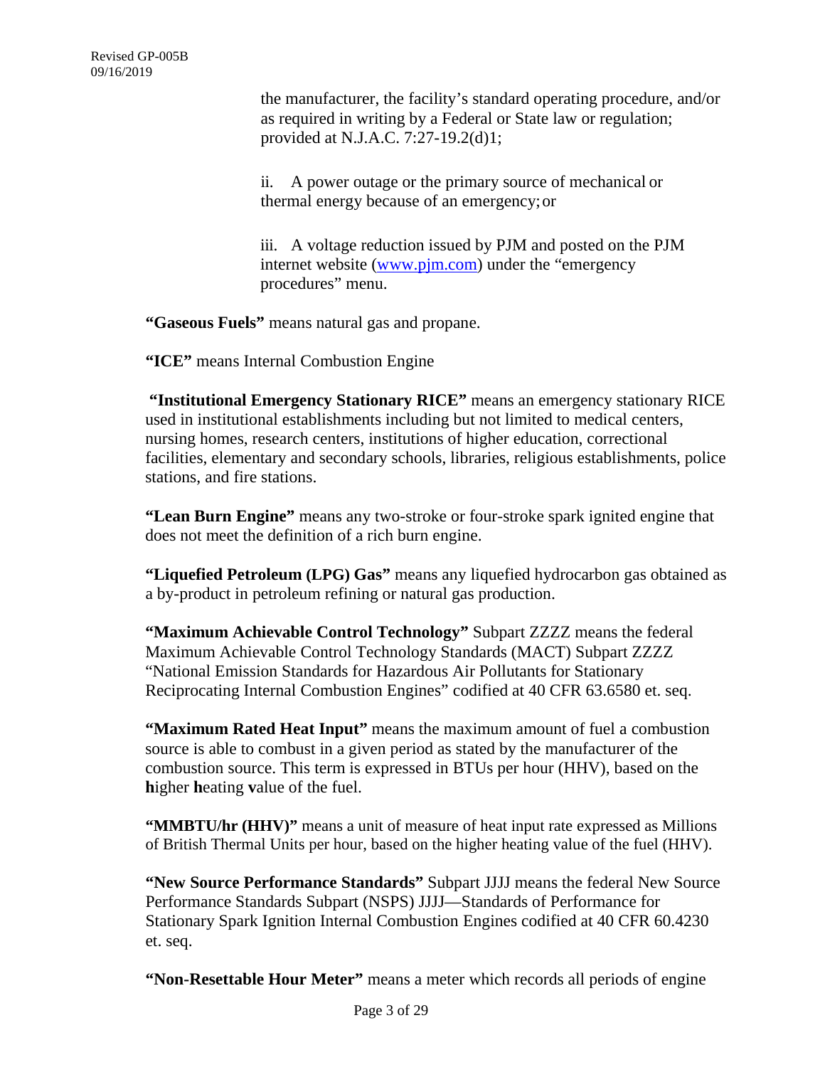the manufacturer, the facility's standard operating procedure, and/or as required in writing by a Federal or State law or regulation; provided at N.J.A.C. 7:27-19.2(d)1;

ii. A power outage or the primary source of mechanical or thermal energy because of an emergency; or

iii. A voltage reduction issued by PJM and posted on the PJM internet website (www.pjm.com) under the "emergency procedures" menu.

**"Gaseous Fuels"** means natural gas and propane.

**"ICE"** means Internal Combustion Engine

**"Institutional Emergency Stationary RICE"** means an emergency stationary RICE used in institutional establishments including but not limited to medical centers, nursing homes, research centers, institutions of higher education, correctional facilities, elementary and secondary schools, libraries, religious establishments, police stations, and fire stations.

**"Lean Burn Engine"** means any two-stroke or four-stroke spark ignited engine that does not meet the definition of a rich burn engine.

**"Liquefied Petroleum (LPG) Gas"** means any liquefied hydrocarbon gas obtained as a by-product in petroleum refining or natural gas production.

**"Maximum Achievable Control Technology"** Subpart ZZZZ means the federal Maximum Achievable Control Technology Standards (MACT) Subpart ZZZZ "National Emission Standards for Hazardous Air Pollutants for Stationary Reciprocating Internal Combustion Engines" codified at 40 CFR 63.6580 et. seq.

**"Maximum Rated Heat Input"** means the maximum amount of fuel a combustion source is able to combust in a given period as stated by the manufacturer of the combustion source. This term is expressed in BTUs per hour (HHV), based on the **h**igher **h**eating **v**alue of the fuel.

**"MMBTU/hr (HHV)"** means a unit of measure of heat input rate expressed as Millions of British Thermal Units per hour, based on the higher heating value of the fuel (HHV).

**"New Source Performance Standards"** Subpart JJJJ means the federal New Source Performance Standards Subpart (NSPS) JJJJ—Standards of Performance for Stationary Spark Ignition Internal Combustion Engines codified at 40 CFR 60.4230 et. seq.

**"Non-Resettable Hour Meter"** means a meter which records all periods of engine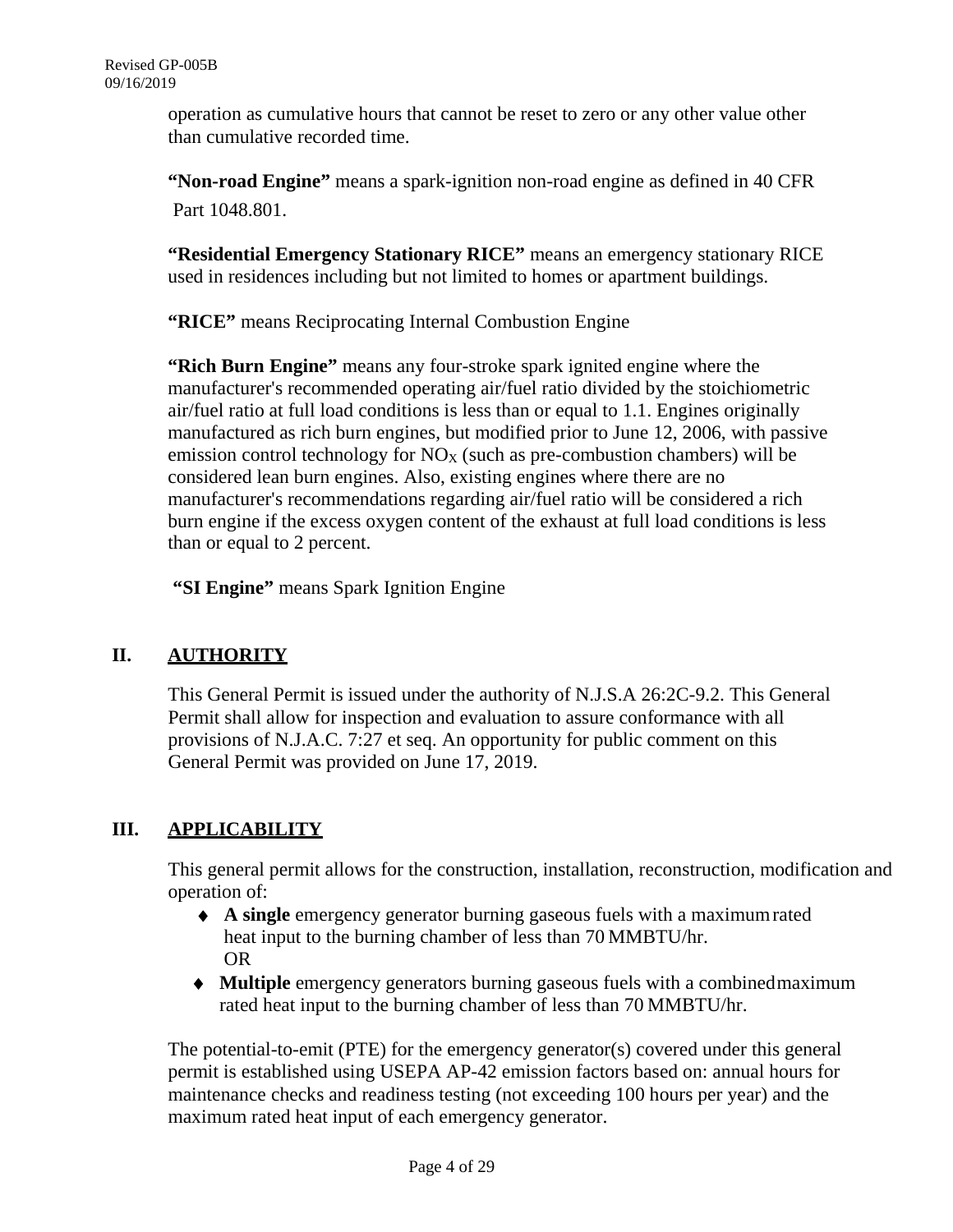operation as cumulative hours that cannot be reset to zero or any other value other than cumulative recorded time.

**"Non-road Engine"** means a spark-ignition non-road engine as defined in 40 CFR Part 1048.801.

**"Residential Emergency Stationary RICE"** means an emergency stationary RICE used in residences including but not limited to homes or apartment buildings.

**"RICE"** means Reciprocating Internal Combustion Engine

**"Rich Burn Engine"** means any four-stroke spark ignited engine where the manufacturer's recommended operating air/fuel ratio divided by the stoichiometric air/fuel ratio at full load conditions is less than or equal to 1.1. Engines originally manufactured as rich burn engines, but modified prior to June 12, 2006, with passive emission control technology for $NO_X$ (such as pre-combustion chambers) will be considered lean burn engines. Also, existing engines where there are no manufacturer's recommendations regarding air/fuel ratio will be considered a rich burn engine if the excess oxygen content of the exhaust at full load conditions is less than or equal to 2 percent.

**"SI Engine"** means Spark Ignition Engine

## II. AUTHORITY

This General Permit is issued under the authority of N.J.S.A 26:2C-9.2. This General Permit shall allow for inspection and evaluation to assure conformance with all provisions of N.J.A.C. 7:27 et seq. An opportunity for public comment on this General Permit was provided on June 17, 2019.

## III. APPLICABILITY

This general permit allows for the construction, installation, reconstruction, modification and operation of:

- **A single** emergency generator burning gaseous fuels with a maximum rated heat input to the burning chamber of less than 70 MMBTU/hr.
  OR
- **Multiple** emergency generators burning gaseous fuels with a combined maximum rated heat input to the burning chamber of less than 70 MMBTU/hr.

The potential-to-emit (PTE) for the emergency generator(s) covered under this general permit is established using USEPA AP-42 emission factors based on: annual hours for maintenance checks and readiness testing (not exceeding 100 hours per year) and the maximum rated heat input of each emergency generator.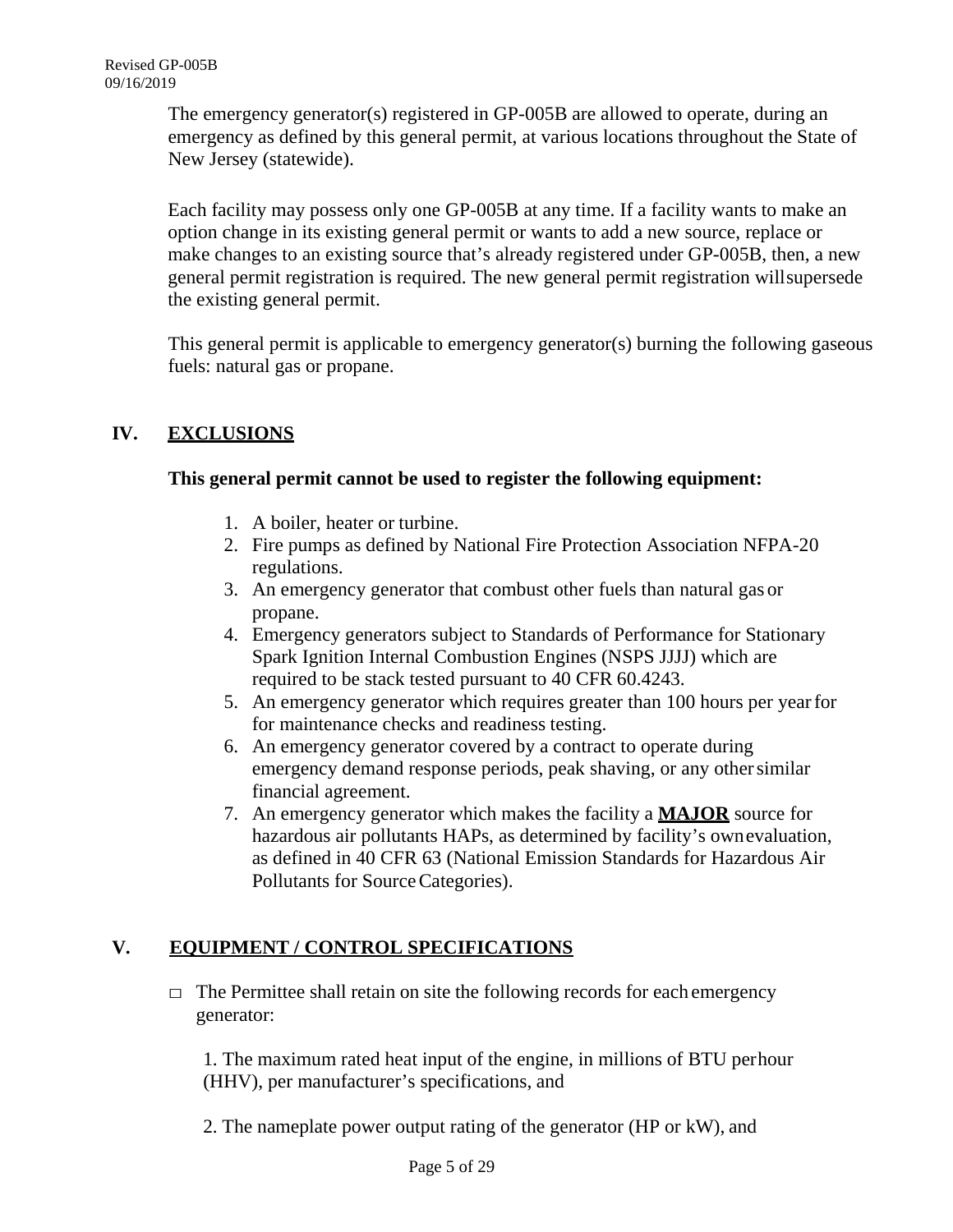The emergency generator(s) registered in GP-005B are allowed to operate, during an emergency as defined by this general permit, at various locations throughout the State of New Jersey (statewide).

Each facility may possess only one GP-005B at any time. If a facility wants to make an option change in its existing general permit or wants to add a new source, replace or make changes to an existing source that's already registered under GP-005B, then, a new general permit registration is required. The new general permit registration willsupersede the existing general permit.

This general permit is applicable to emergency generator(s) burning the following gaseous fuels: natural gas or propane.

## IV. EXCLUSIONS

**This general permit cannot be used to register the following equipment:**

1. A boiler, heater or turbine.
2. Fire pumps as defined by National Fire Protection Association NFPA-20 regulations.
3. An emergency generator that combust other fuels than natural gas or propane.
4. Emergency generators subject to Standards of Performance for Stationary Spark Ignition Internal Combustion Engines (NSPS JJJJ) which are required to be stack tested pursuant to 40 CFR 60.4243.
5. An emergency generator which requires greater than 100 hours per year for for maintenance checks and readiness testing.
6. An emergency generator covered by a contract to operate during emergency demand response periods, peak shaving, or any other similar financial agreement.
7. An emergency generator which makes the facility a **MAJOR** source for hazardous air pollutants HAPs, as determined by facility's ownevaluation, as defined in 40 CFR 63 (National Emission Standards for Hazardous Air Pollutants for Source Categories).

## V. EQUIPMENT / CONTROL SPECIFICATIONS

- □ The Permittee shall retain on site the following records for each emergency generator:

  1. The maximum rated heat input of the engine, in millions of BTU perhour (HHV), per manufacturer's specifications, and

  2. The nameplate power output rating of the generator (HP or kW), and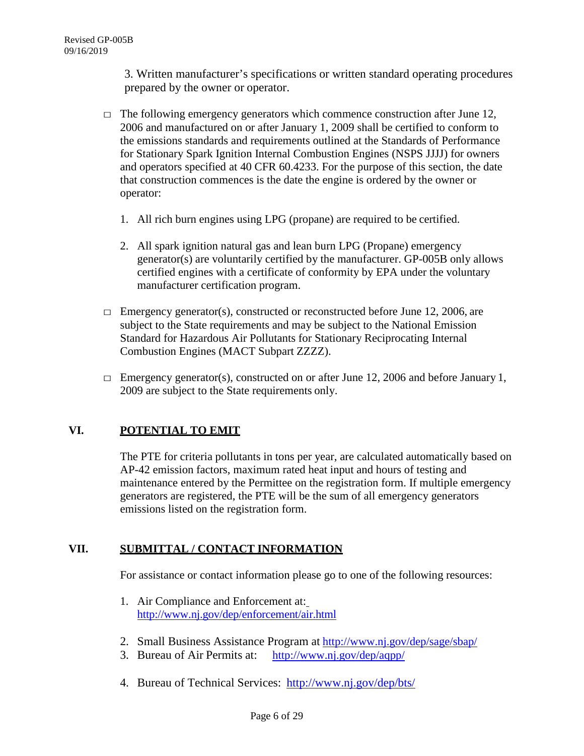3. Written manufacturer's specifications or written standard operating procedures prepared by the owner or operator.

- □ The following emergency generators which commence construction after June 12, 2006 and manufactured on or after January 1, 2009 shall be certified to conform to the emissions standards and requirements outlined at the Standards of Performance for Stationary Spark Ignition Internal Combustion Engines (NSPS JJJJ) for owners and operators specified at 40 CFR 60.4233. For the purpose of this section, the date that construction commences is the date the engine is ordered by the owner or operator:

    1. All rich burn engines using LPG (propane) are required to be certified.

    2. All spark ignition natural gas and lean burn LPG (Propane) emergency generator(s) are voluntarily certified by the manufacturer. GP-005B only allows certified engines with a certificate of conformity by EPA under the voluntary manufacturer certification program.

- □ Emergency generator(s), constructed or reconstructed before June 12, 2006, are subject to the State requirements and may be subject to the National Emission Standard for Hazardous Air Pollutants for Stationary Reciprocating Internal Combustion Engines (MACT Subpart ZZZZ).

- □ Emergency generator(s), constructed on or after June 12, 2006 and before January 1, 2009 are subject to the State requirements only.

## VI. POTENTIAL TO EMIT

The PTE for criteria pollutants in tons per year, are calculated automatically based on AP-42 emission factors, maximum rated heat input and hours of testing and maintenance entered by the Permittee on the registration form. If multiple emergency generators are registered, the PTE will be the sum of all emergency generators emissions listed on the registration form.

## VII. SUBMITTAL / CONTACT INFORMATION

For assistance or contact information please go to one of the following resources:

1. Air Compliance and Enforcement at: http://www.nj.gov/dep/enforcement/air.html

2. Small Business Assistance Program at http://www.nj.gov/dep/sage/sbap/
3. Bureau of Air Permits at: http://www.nj.gov/dep/aqpp/

4. Bureau of Technical Services: http://www.nj.gov/dep/bts/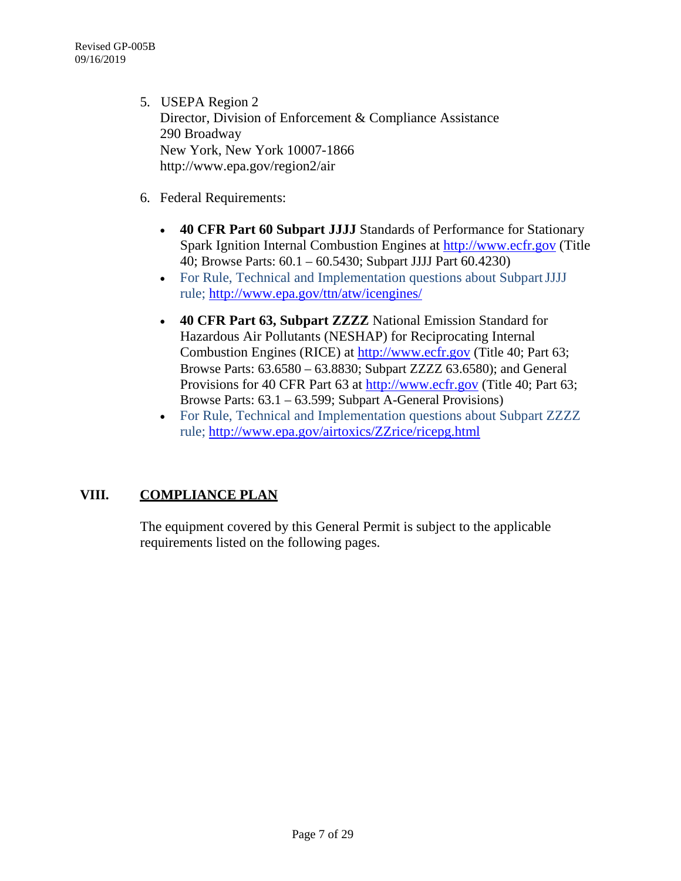5. USEPA Region 2
   Director, Division of Enforcement & Compliance Assistance
   290 Broadway
   New York, New York 10007-1866
   http://www.epa.gov/region2/air

6. Federal Requirements:

   - **40 CFR Part 60 Subpart JJJJ** Standards of Performance for Stationary Spark Ignition Internal Combustion Engines at http://www.ecfr.gov (Title 40; Browse Parts: 60.1 – 60.5430; Subpart JJJJ Part 60.4230)
   - For Rule, Technical and Implementation questions about Subpart JJJJ rule; http://www.epa.gov/ttn/atw/icengines/
   - **40 CFR Part 63, Subpart ZZZZ** National Emission Standard for Hazardous Air Pollutants (NESHAP) for Reciprocating Internal Combustion Engines (RICE) at http://www.ecfr.gov (Title 40; Part 63; Browse Parts: 63.6580 – 63.8830; Subpart ZZZZ 63.6580); and General Provisions for 40 CFR Part 63 at http://www.ecfr.gov (Title 40; Part 63; Browse Parts: 63.1 – 63.599; Subpart A-General Provisions)
   - For Rule, Technical and Implementation questions about Subpart ZZZZ rule; http://www.epa.gov/airtoxics/ZZrice/ricepg.html

## VIII. COMPLIANCE PLAN

The equipment covered by this General Permit is subject to the applicable requirements listed on the following pages.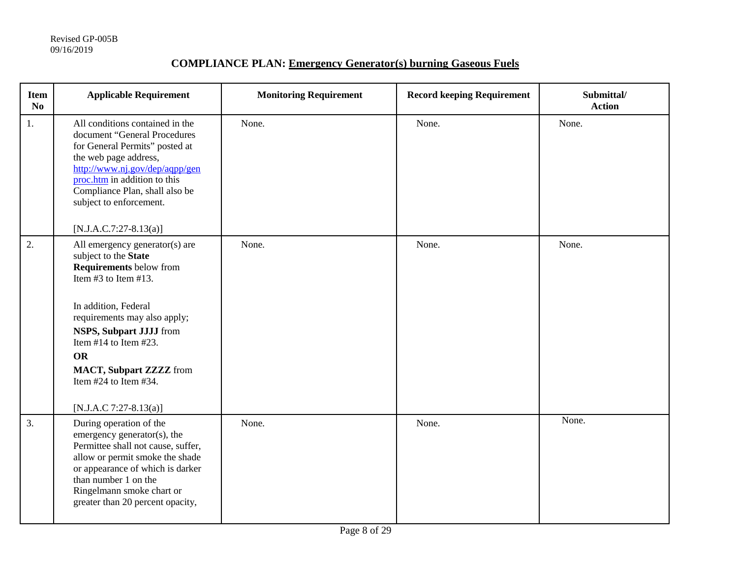Revised GP-005B
09/16/2019

# COMPLIANCE PLAN: Emergency Generator(s) burning Gaseous Fuels

| Item No | Applicable Requirement | Monitoring Requirement | Record keeping Requirement | Submittal/ Action |
|---|---|---|---|---|
| 1. | All conditions contained in the document "General Procedures for General Permits" posted at the web page address, [http://www.nj.gov/dep/aqpp/genproc.htm](http://www.nj.gov/dep/aqpp/genproc.htm) in addition to this Compliance Plan, shall also be subject to enforcement.<br><br>[N.J.A.C.7:27-8.13(a)] | None. | None. | None. |
| 2. | All emergency generator(s) are subject to the **State Requirements** below from Item #3 to Item #13.<br><br>In addition, Federal requirements may also apply;<br>**NSPS, Subpart JJJJ** from Item #14 to Item #23.<br>**OR**<br>**MACT, Subpart ZZZZ** from Item #24 to Item #34.<br><br>[N.J.A.C 7:27-8.13(a)] | None. | None. | None. |
| 3. | During operation of the emergency generator(s), the Permittee shall not cause, suffer, allow or permit smoke the shade or appearance of which is darker than number 1 on the Ringelmann smoke chart or greater than 20 percent opacity, | None. | None. | None. |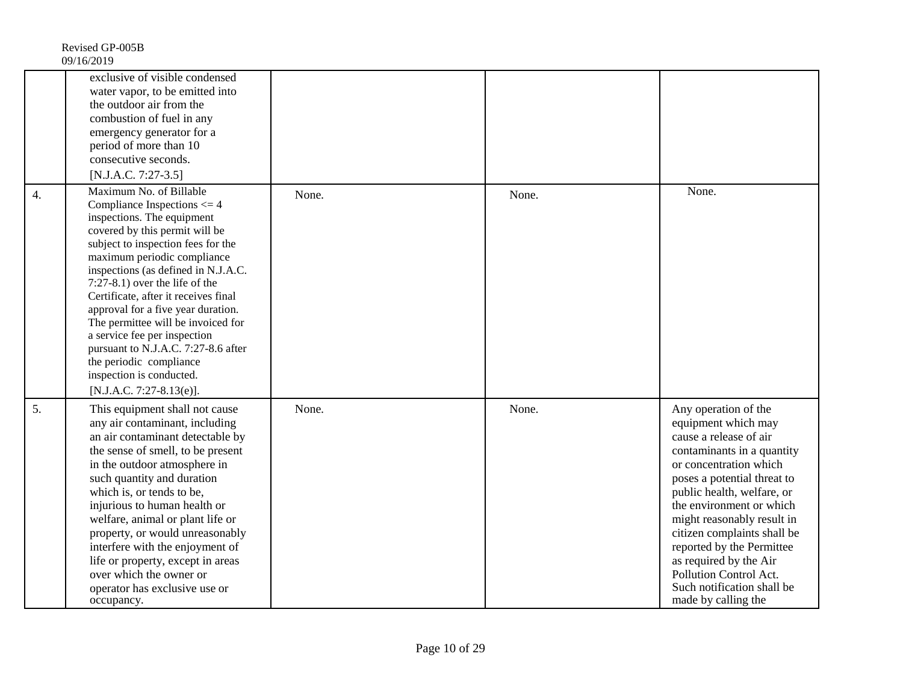| | | | | |
|---|---|---|---|---|
| | exclusive of visible condensed water vapor, to be emitted into the outdoor air from the combustion of fuel in any emergency generator for a period of more than 10 consecutive seconds. [N.J.A.C. 7:27-3.5] | | | |
| 4. | Maximum No. of Billable Compliance Inspections <= 4 inspections. The equipment covered by this permit will be subject to inspection fees for the maximum periodic compliance inspections (as defined in N.J.A.C. 7:27-8.1) over the life of the Certificate, after it receives final approval for a five year duration. The permittee will be invoiced for a service fee per inspection pursuant to N.J.A.C. 7:27-8.6 after the periodic compliance inspection is conducted. [N.J.A.C. 7:27-8.13(e)]. | None. | None. | None. |
| 5. | This equipment shall not cause any air contaminant, including an air contaminant detectable by the sense of smell, to be present in the outdoor atmosphere in such quantity and duration which is, or tends to be, injurious to human health or welfare, animal or plant life or property, or would unreasonably interfere with the enjoyment of life or property, except in areas over which the owner or operator has exclusive use or occupancy. | None. | None. | Any operation of the equipment which may cause a release of air contaminants in a quantity or concentration which poses a potential threat to public health, welfare, or the environment or which might reasonably result in citizen complaints shall be reported by the Permittee as required by the Air Pollution Control Act. Such notification shall be made by calling the |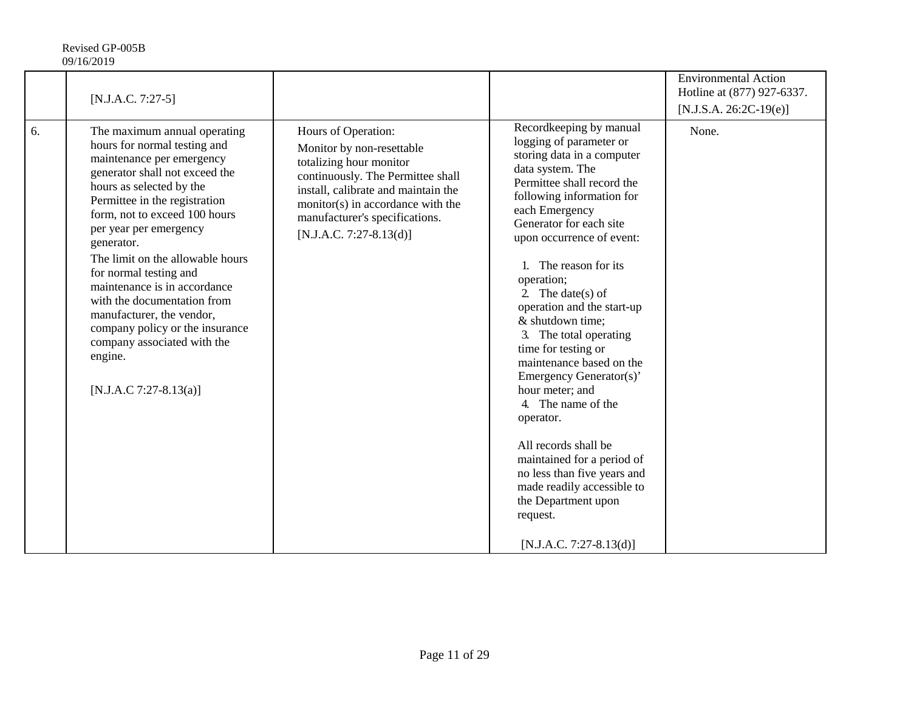|  |  |  |  |  |
|---|---|---|---|---|
|  | [N.J.A.C. 7:27-5] |  |  | Environmental Action Hotline at (877) 927-6337. [N.J.S.A. 26:2C-19(e)] |
| 6. | The maximum annual operating hours for normal testing and maintenance per emergency generator shall not exceed the hours as selected by the Permittee in the registration form, not to exceed 100 hours per year per emergency generator.<br>The limit on the allowable hours for normal testing and maintenance is in accordance with the documentation from manufacturer, the vendor, company policy or the insurance company associated with the engine.<br><br>[N.J.A.C 7:27-8.13(a)] | Hours of Operation:<br>Monitor by non-resettable totalizing hour monitor continuously. The Permittee shall install, calibrate and maintain the monitor(s) in accordance with the manufacturer's specifications.<br>[N.J.A.C. 7:27-8.13(d)] | Recordkeeping by manual logging of parameter or storing data in a computer data system. The Permittee shall record the following information for each Emergency Generator for each site upon occurrence of event:<br><br>1. The reason for its operation;<br>2. The date(s) of operation and the start-up & shutdown time;<br>3. The total operating time for testing or maintenance based on the Emergency Generator(s)' hour meter; and<br>4. The name of the operator.<br><br>All records shall be maintained for a period of no less than five years and made readily accessible to the Department upon request.<br><br>[N.J.A.C. 7:27-8.13(d)] | None. |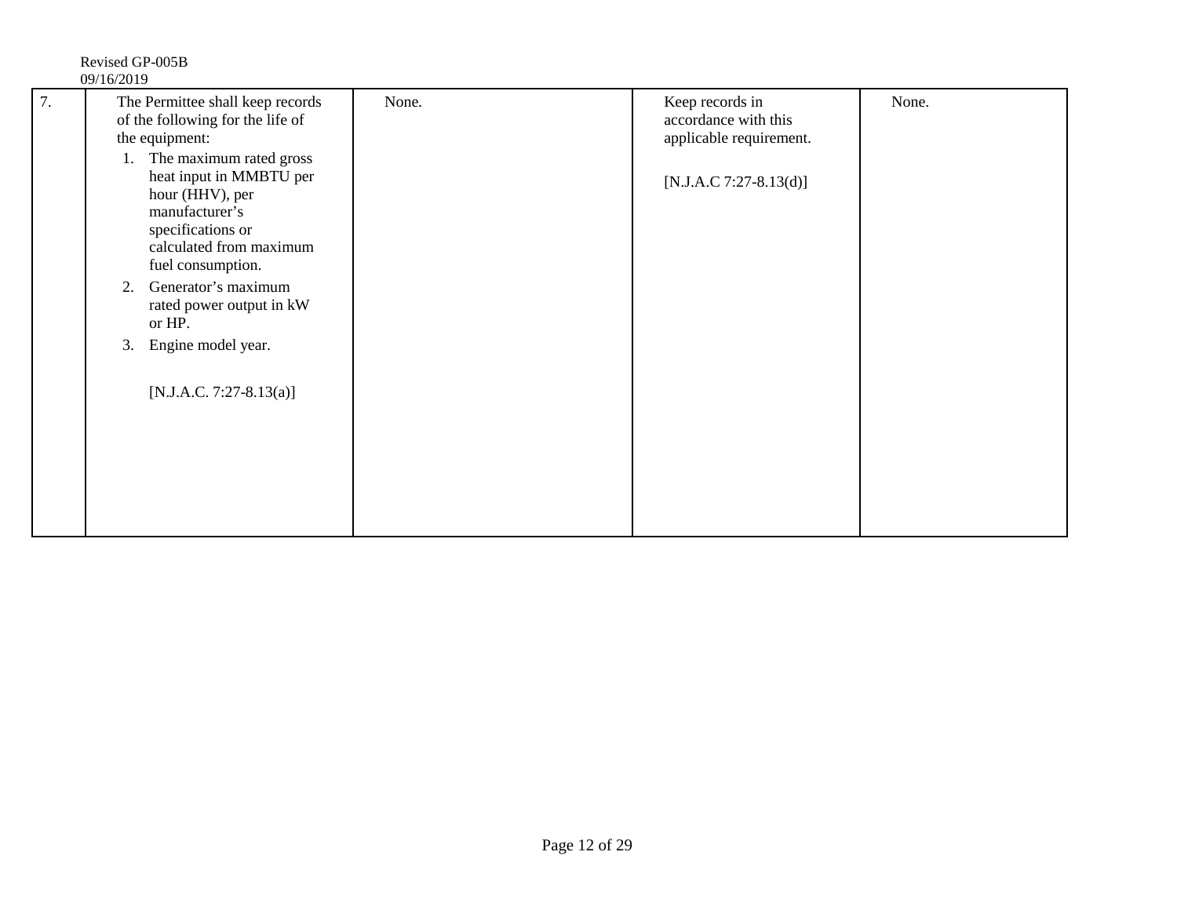| 7. | The Permittee shall keep records of the following for the life of the equipment:<br>1. The maximum rated gross heat input in MMBTU per hour (HHV), per manufacturer's specifications or calculated from maximum fuel consumption.<br>2. Generator's maximum rated power output in kW or HP.<br>3. Engine model year.<br><br>[N.J.A.C. 7:27-8.13(a)] | None. | Keep records in accordance with this applicable requirement.<br><br>[N.J.A.C 7:27-8.13(d)] | None. |
|---|---|---|---|---|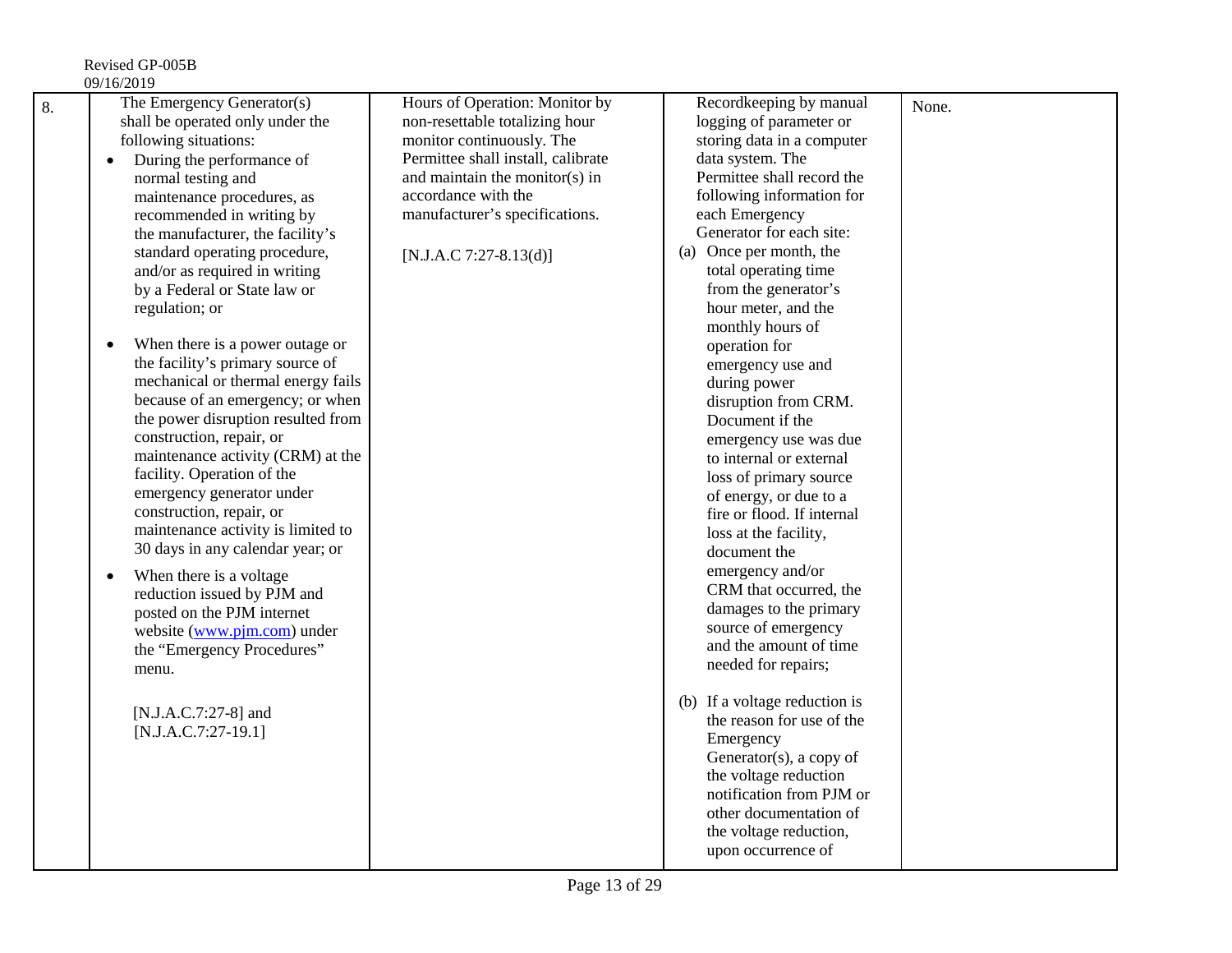Revised GP-005B
09/16/2019

| | | | | |
|---|---|---|---|---|
| 8. | The Emergency Generator(s) shall be operated only under the following situations:<br>• During the performance of normal testing and maintenance procedures, as recommended in writing by the manufacturer, the facility's standard operating procedure, and/or as required in writing by a Federal or State law or regulation; or<br>• When there is a power outage or the facility's primary source of mechanical or thermal energy fails because of an emergency; or when the power disruption resulted from construction, repair, or maintenance activity (CRM) at the facility. Operation of the emergency generator under construction, repair, or maintenance activity is limited to 30 days in any calendar year; or<br>• When there is a voltage reduction issued by PJM and posted on the PJM internet website (www.pjm.com) under the "Emergency Procedures" menu.<br><br>[N.J.A.C.7:27-8] and [N.J.A.C.7:27-19.1] | Hours of Operation: Monitor by non-resettable totalizing hour monitor continuously. The Permittee shall install, calibrate and maintain the monitor(s) in accordance with the manufacturer's specifications.<br><br>[N.J.A.C 7:27-8.13(d)] | Recordkeeping by manual logging of parameter or storing data in a computer data system. The Permittee shall record the following information for each Emergency Generator for each site:<br>(a) Once per month, the total operating time from the generator's hour meter, and the monthly hours of operation for emergency use and during power disruption from CRM. Document if the emergency use was due to internal or external loss of primary source of energy, or due to a fire or flood. If internal loss at the facility, document the emergency and/or CRM that occurred, the damages to the primary source of emergency and the amount of time needed for repairs;<br><br>(b) If a voltage reduction is the reason for use of the Emergency Generator(s), a copy of the voltage reduction notification from PJM or other documentation of the voltage reduction, upon occurrence of | None. |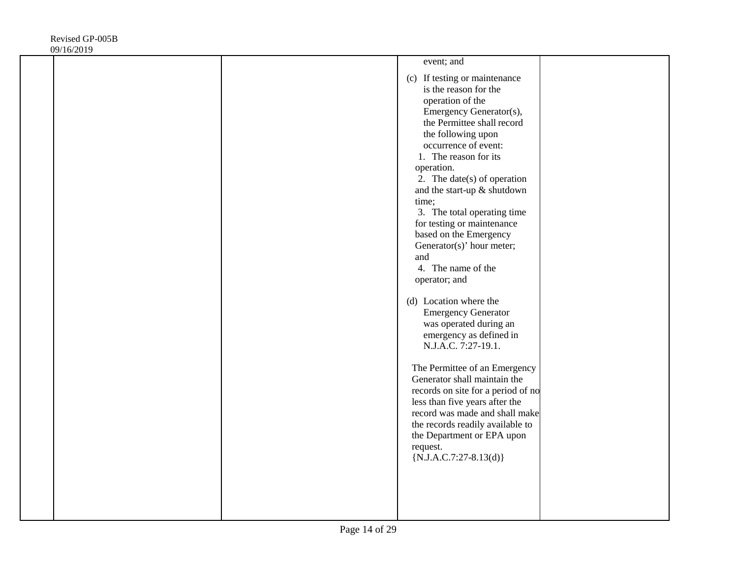| | | | | |
|---|---|---|---|---|
| | | | event; and<br><br>(c) If testing or maintenance is the reason for the operation of the Emergency Generator(s), the Permittee shall record the following upon occurrence of event:<br>1. The reason for its operation.<br>2. The date(s) of operation and the start-up & shutdown time;<br>3. The total operating time for testing or maintenance based on the Emergency Generator(s)' hour meter; and<br>4. The name of the operator; and<br><br>(d) Location where the Emergency Generator was operated during an emergency as defined in N.J.A.C. 7:27-19.1.<br><br>The Permittee of an Emergency Generator shall maintain the records on site for a period of no less than five years after the record was made and shall make the records readily available to the Department or EPA upon request.<br>{N.J.A.C.7:27-8.13(d)} | |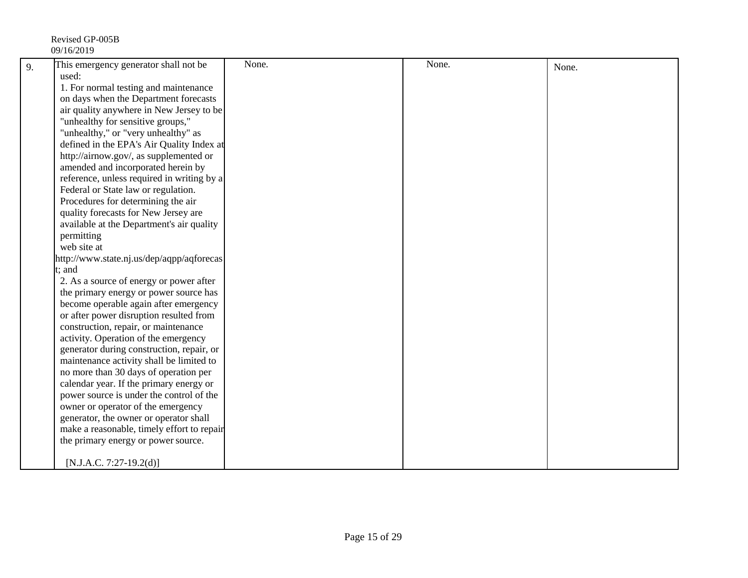| 9. | This emergency generator shall not be used:<br>1. For normal testing and maintenance on days when the Department forecasts air quality anywhere in New Jersey to be "unhealthy for sensitive groups," "unhealthy," or "very unhealthy" as defined in the EPA's Air Quality Index at http://airnow.gov/, as supplemented or amended and incorporated herein by reference, unless required in writing by a Federal or State law or regulation. Procedures for determining the air quality forecasts for New Jersey are available at the Department's air quality permitting web site at http://www.state.nj.us/dep/aqpp/aqforecast; and<br>2. As a source of energy or power after the primary energy or power source has become operable again after emergency or after power disruption resulted from construction, repair, or maintenance activity. Operation of the emergency generator during construction, repair, or maintenance activity shall be limited to no more than 30 days of operation per calendar year. If the primary energy or power source is under the control of the owner or operator of the emergency generator, the owner or operator shall make a reasonable, timely effort to repair the primary energy or power source.<br><br>[N.J.A.C. 7:27-19.2(d)] | None. | None. | None. |
|---|---|---|---|---|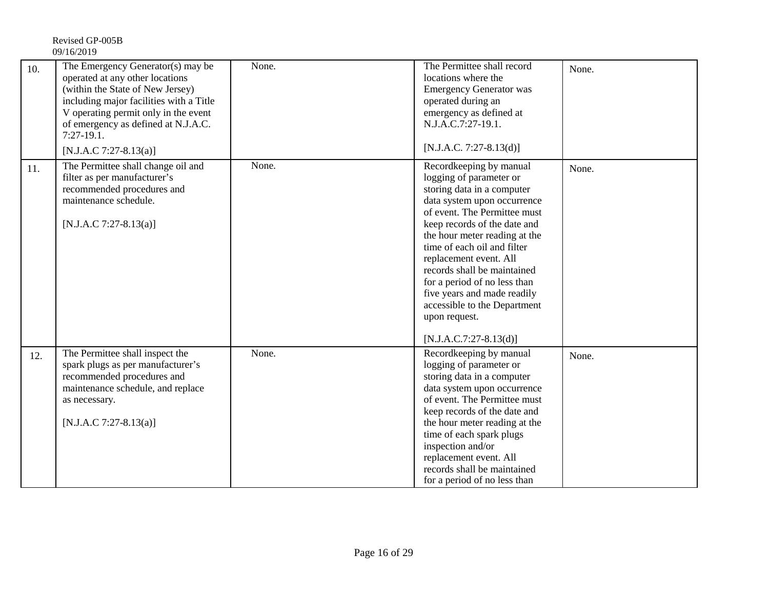| 10. | The Emergency Generator(s) may be operated at any other locations (within the State of New Jersey) including major facilities with a Title V operating permit only in the event of emergency as defined at N.J.A.C. 7:27-19.1.<br><br>[N.J.A.C 7:27-8.13(a)] | None. | The Permittee shall record locations where the Emergency Generator was operated during an emergency as defined at N.J.A.C.7:27-19.1.<br><br>[N.J.A.C. 7:27-8.13(d)] | None. |
|---|---|---|---|---|
| 11. | The Permittee shall change oil and filter as per manufacturer's recommended procedures and maintenance schedule.<br><br>[N.J.A.C 7:27-8.13(a)] | None. | Recordkeeping by manual logging of parameter or storing data in a computer data system upon occurrence of event. The Permittee must keep records of the date and the hour meter reading at the time of each oil and filter replacement event. All records shall be maintained for a period of no less than five years and made readily accessible to the Department upon request.<br><br>[N.J.A.C.7:27-8.13(d)] | None. |
| 12. | The Permittee shall inspect the spark plugs as per manufacturer's recommended procedures and maintenance schedule, and replace as necessary.<br><br>[N.J.A.C 7:27-8.13(a)] | None. | Recordkeeping by manual logging of parameter or storing data in a computer data system upon occurrence of event. The Permittee must keep records of the date and the hour meter reading at the time of each spark plugs inspection and/or replacement event. All records shall be maintained for a period of no less than | None. |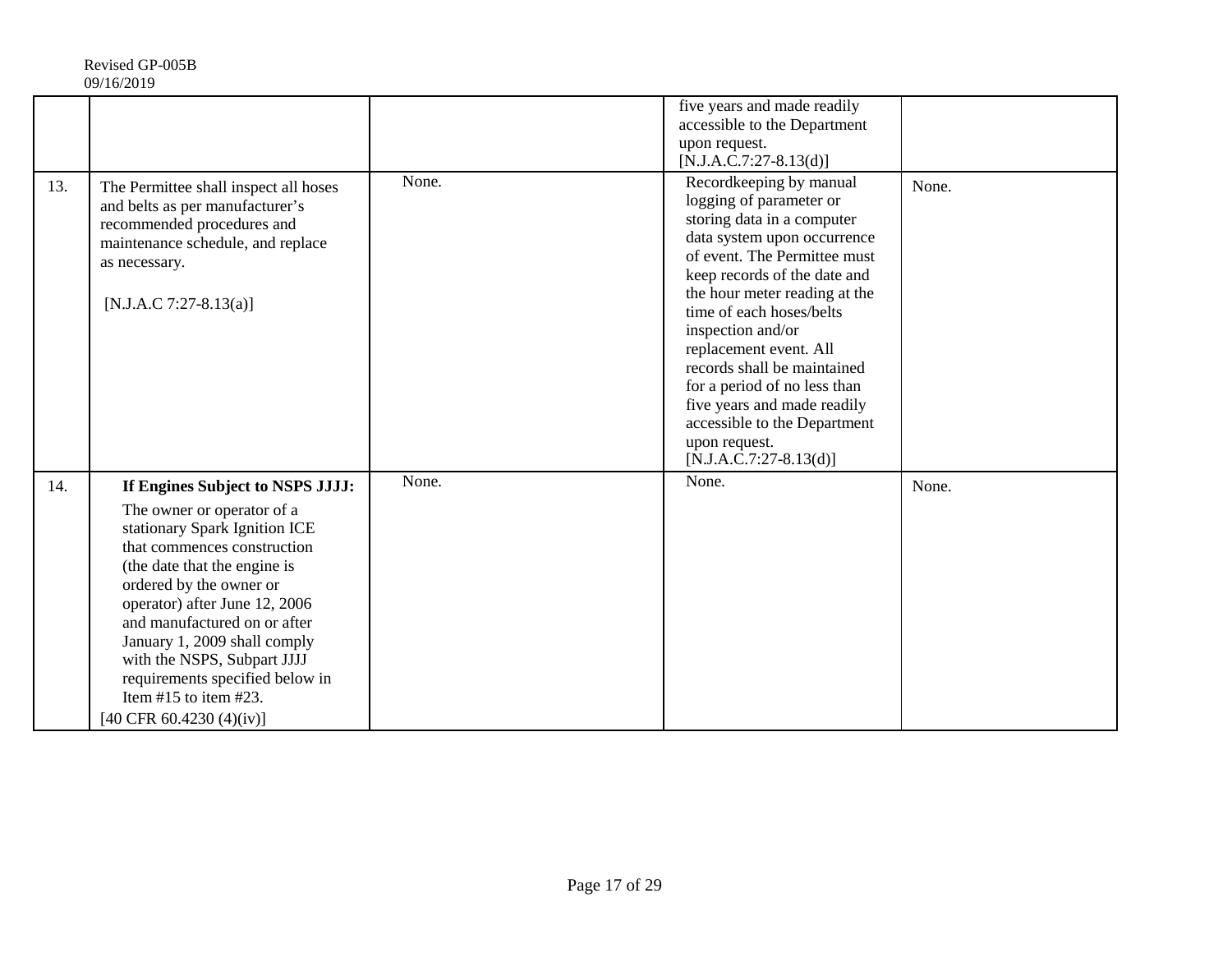| | | | | |
|---|---|---|---|---|
| | | | five years and made readily accessible to the Department upon request. [N.J.A.C.7:27-8.13(d)] | |
| 13. | The Permittee shall inspect all hoses and belts as per manufacturer's recommended procedures and maintenance schedule, and replace as necessary.<br><br>[N.J.A.C 7:27-8.13(a)] | None. | Recordkeeping by manual logging of parameter or storing data in a computer data system upon occurrence of event. The Permittee must keep records of the date and the hour meter reading at the time of each hoses/belts inspection and/or replacement event. All records shall be maintained for a period of no less than five years and made readily accessible to the Department upon request. [N.J.A.C.7:27-8.13(d)] | None. |
| 14. | **If Engines Subject to NSPS JJJJ:**<br><br>The owner or operator of a stationary Spark Ignition ICE that commences construction (the date that the engine is ordered by the owner or operator) after June 12, 2006 and manufactured on or after January 1, 2009 shall comply with the NSPS, Subpart JJJJ requirements specified below in Item #15 to item #23.<br>[40 CFR 60.4230 (4)(iv)] | None. | None. | None. |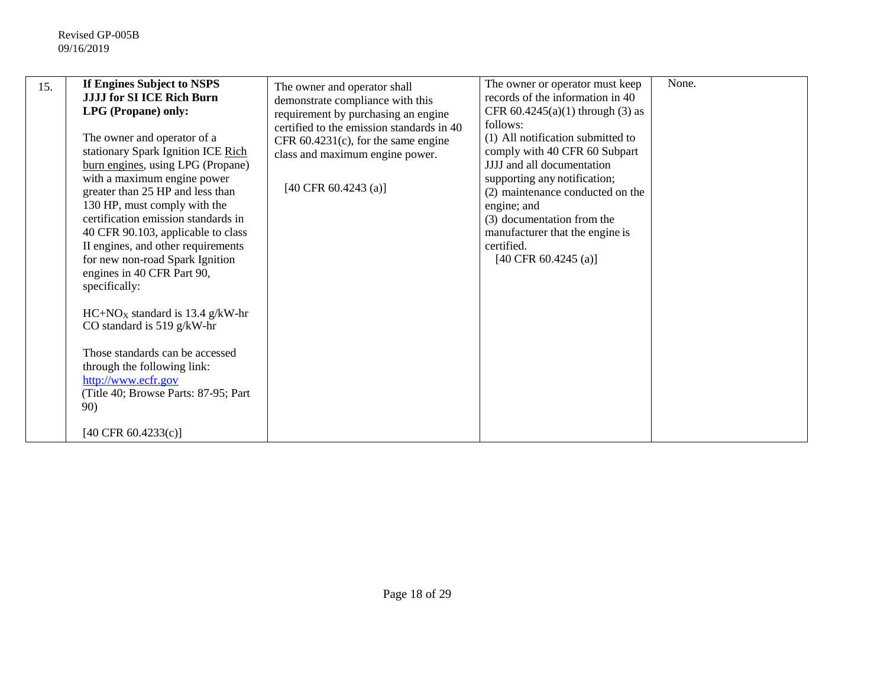| 15. | **If Engines Subject to NSPS JJJJ for SI ICE Rich Burn LPG (Propane) only:**<br><br>The owner and operator of a stationary Spark Ignition ICE Rich burn engines, using LPG (Propane) with a maximum engine power greater than 25 HP and less than 130 HP, must comply with the certification emission standards in 40 CFR 90.103, applicable to class II engines, and other requirements for new non-road Spark Ignition engines in 40 CFR Part 90, specifically:<br><br>$HC+NO_X$ standard is 13.4 g/kW-hr<br>CO standard is 519 g/kW-hr<br><br>Those standards can be accessed through the following link: [http://www.ecfr.gov](http://www.ecfr.gov)<br>(Title 40; Browse Parts: 87-95; Part 90)<br><br>[40 CFR 60.4233(c)] | The owner and operator shall demonstrate compliance with this requirement by purchasing an engine certified to the emission standards in 40 CFR 60.4231(c), for the same engine class and maximum engine power.<br><br>[40 CFR 60.4243 (a)] | The owner or operator must keep records of the information in 40 CFR 60.4245(a)(1) through (3) as follows:<br>(1) All notification submitted to comply with 40 CFR 60 Subpart JJJJ and all documentation supporting any notification;<br>(2) maintenance conducted on the engine; and<br>(3) documentation from the manufacturer that the engine is certified.<br>[40 CFR 60.4245 (a)] | None. |
|---|---|---|---|---|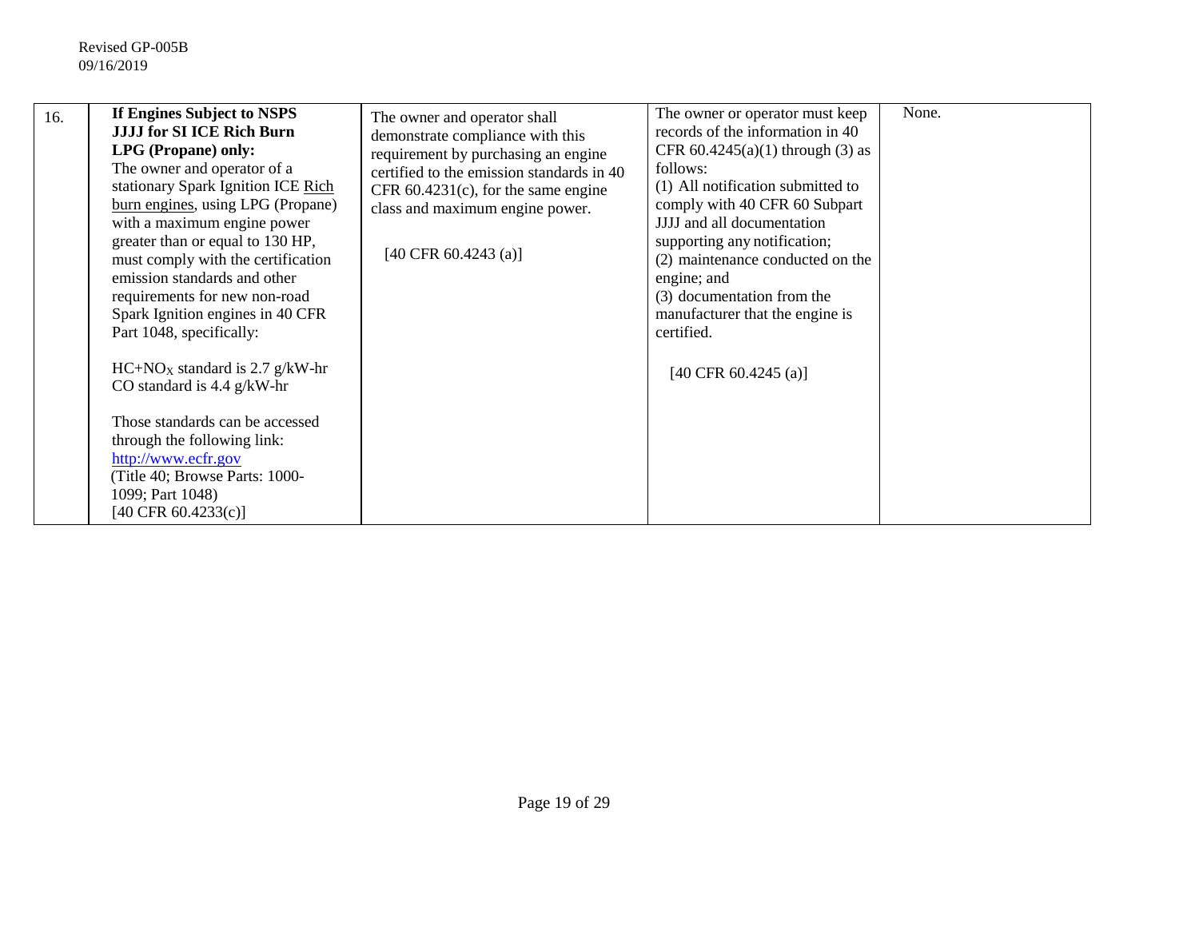| 16. | **If Engines Subject to NSPS JJJJ for SI ICE Rich Burn LPG (Propane) only:**<br>The owner and operator of a stationary Spark Ignition ICE Rich burn engines, using LPG (Propane) with a maximum engine power greater than or equal to 130 HP, must comply with the certification emission standards and other requirements for new non-road Spark Ignition engines in 40 CFR Part 1048, specifically:<br><br>$HC+NO_X$ standard is 2.7 g/kW-hr<br>CO standard is 4.4 g/kW-hr<br><br>Those standards can be accessed through the following link: http://www.ecfr.gov (Title 40; Browse Parts: 1000-1099; Part 1048)<br>[40 CFR 60.4233(c)] | The owner and operator shall demonstrate compliance with this requirement by purchasing an engine certified to the emission standards in 40 CFR 60.4231(c), for the same engine class and maximum engine power.<br><br>[40 CFR 60.4243 (a)] | The owner or operator must keep records of the information in 40 CFR 60.4245(a)(1) through (3) as follows:<br>(1) All notification submitted to comply with 40 CFR 60 Subpart JJJJ and all documentation supporting any notification;<br>(2) maintenance conducted on the engine; and<br>(3) documentation from the manufacturer that the engine is certified.<br><br>[40 CFR 60.4245 (a)] | None. |
|---|---|---|---|---|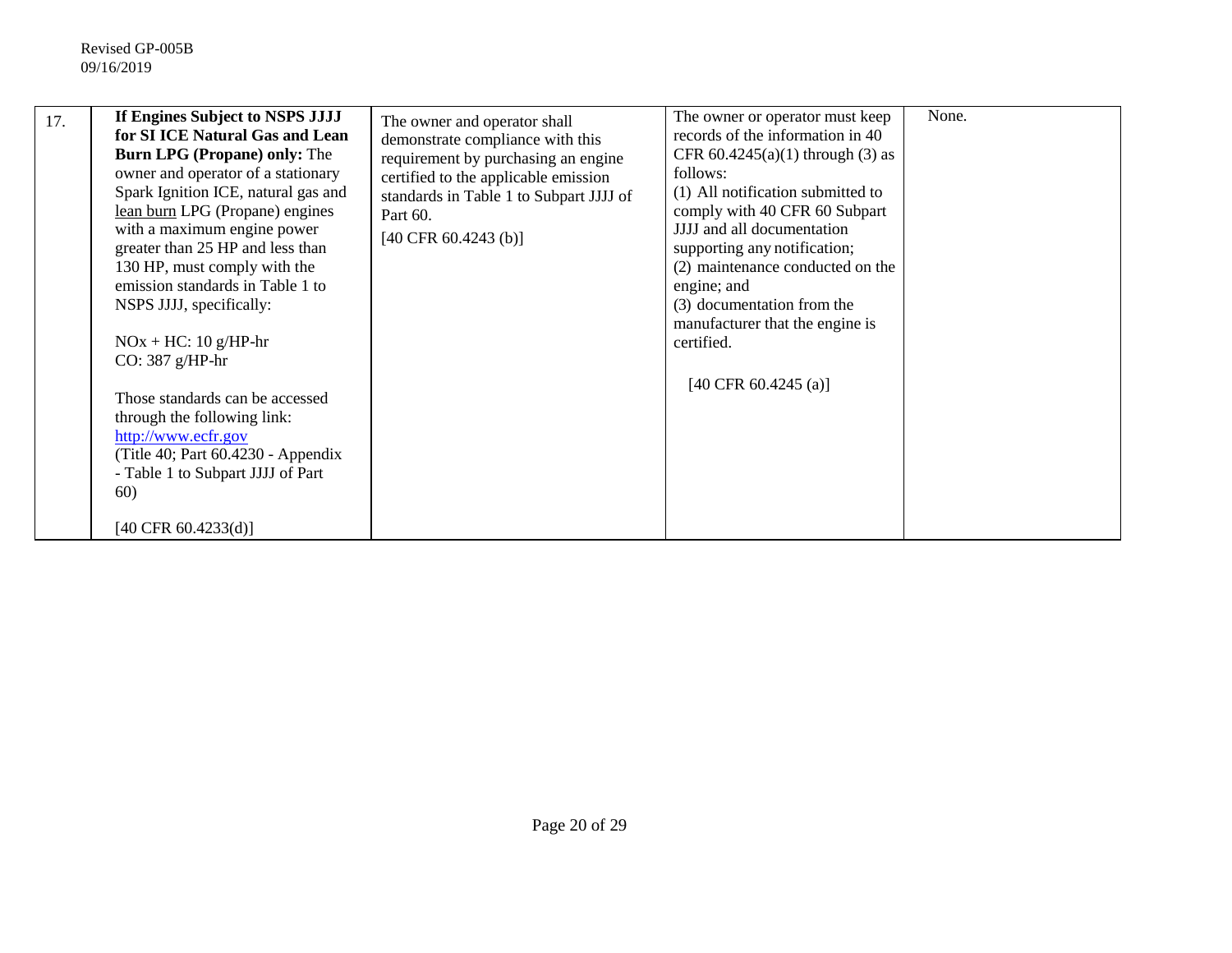| 17. | **If Engines Subject to NSPS JJJJ for SI ICE Natural Gas and Lean Burn LPG (Propane) only:** The owner and operator of a stationary Spark Ignition ICE, natural gas and lean burn LPG (Propane) engines with a maximum engine power greater than 25 HP and less than 130 HP, must comply with the emission standards in Table 1 to NSPS JJJJ, specifically:<br><br>NOx + HC: 10 g/HP-hr<br>CO: 387 g/HP-hr<br><br>Those standards can be accessed through the following link: http://www.ecfr.gov<br>(Title 40; Part 60.4230 - Appendix - Table 1 to Subpart JJJJ of Part 60)<br><br>[40 CFR 60.4233(d)] | The owner and operator shall demonstrate compliance with this requirement by purchasing an engine certified to the applicable emission standards in Table 1 to Subpart JJJJ of Part 60.<br>[40 CFR 60.4243 (b)] | The owner or operator must keep records of the information in 40 CFR 60.4245(a)(1) through (3) as follows:<br>(1) All notification submitted to comply with 40 CFR 60 Subpart JJJJ and all documentation supporting any notification;<br>(2) maintenance conducted on the engine; and<br>(3) documentation from the manufacturer that the engine is certified.<br><br>[40 CFR 60.4245 (a)] | None. |
|---|---|---|---|---|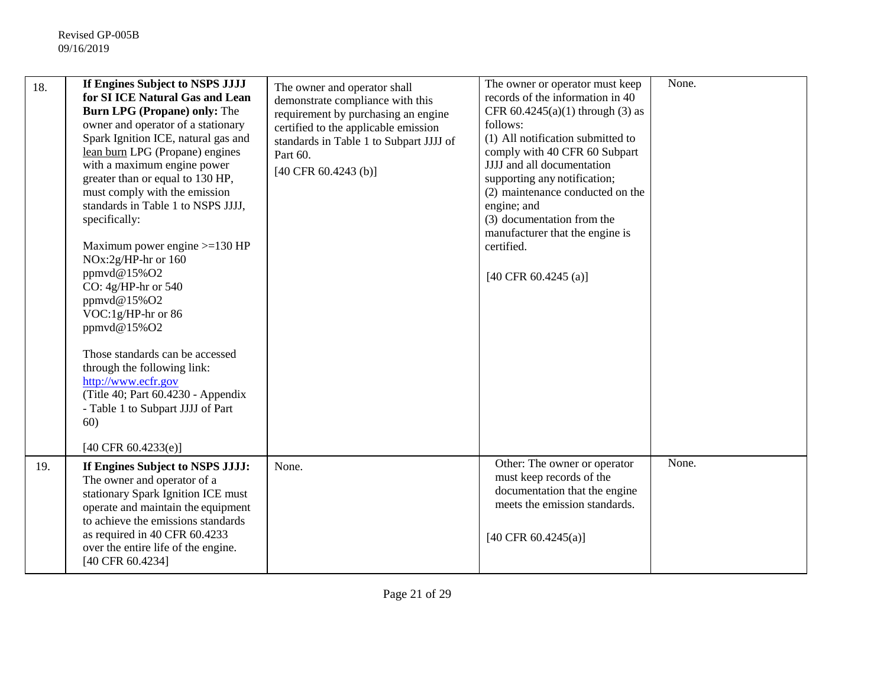| | | | | |
|---|---|---|---|---|
| 18. | **If Engines Subject to NSPS JJJJ for SI ICE Natural Gas and Lean Burn LPG (Propane) only:** The owner and operator of a stationary Spark Ignition ICE, natural gas and lean burn LPG (Propane) engines with a maximum engine power greater than or equal to 130 HP, must comply with the emission standards in Table 1 to NSPS JJJJ, specifically:<br><br>Maximum power engine >=130 HP<br>NOx:2g/HP-hr or 160 ppmvd@15%O2<br>CO: 4g/HP-hr or 540 ppmvd@15%O2<br>VOC:1g/HP-hr or 86 ppmvd@15%O2<br><br>Those standards can be accessed through the following link: http://www.ecfr.gov<br>(Title 40; Part 60.4230 - Appendix - Table 1 to Subpart JJJJ of Part 60)<br><br>[40 CFR 60.4233(e)] | The owner and operator shall demonstrate compliance with this requirement by purchasing an engine certified to the applicable emission standards in Table 1 to Subpart JJJJ of Part 60.<br>[40 CFR 60.4243 (b)] | The owner or operator must keep records of the information in 40 CFR 60.4245(a)(1) through (3) as follows:<br>(1) All notification submitted to comply with 40 CFR 60 Subpart JJJJ and all documentation supporting any notification;<br>(2) maintenance conducted on the engine; and<br>(3) documentation from the manufacturer that the engine is certified.<br><br>[40 CFR 60.4245 (a)] | None. |
| 19. | **If Engines Subject to NSPS JJJJ:** The owner and operator of a stationary Spark Ignition ICE must operate and maintain the equipment to achieve the emissions standards as required in 40 CFR 60.4233 over the entire life of the engine.<br>[40 CFR 60.4234] | None. | Other: The owner or operator must keep records of the documentation that the engine meets the emission standards.<br><br>[40 CFR 60.4245(a)] | None. |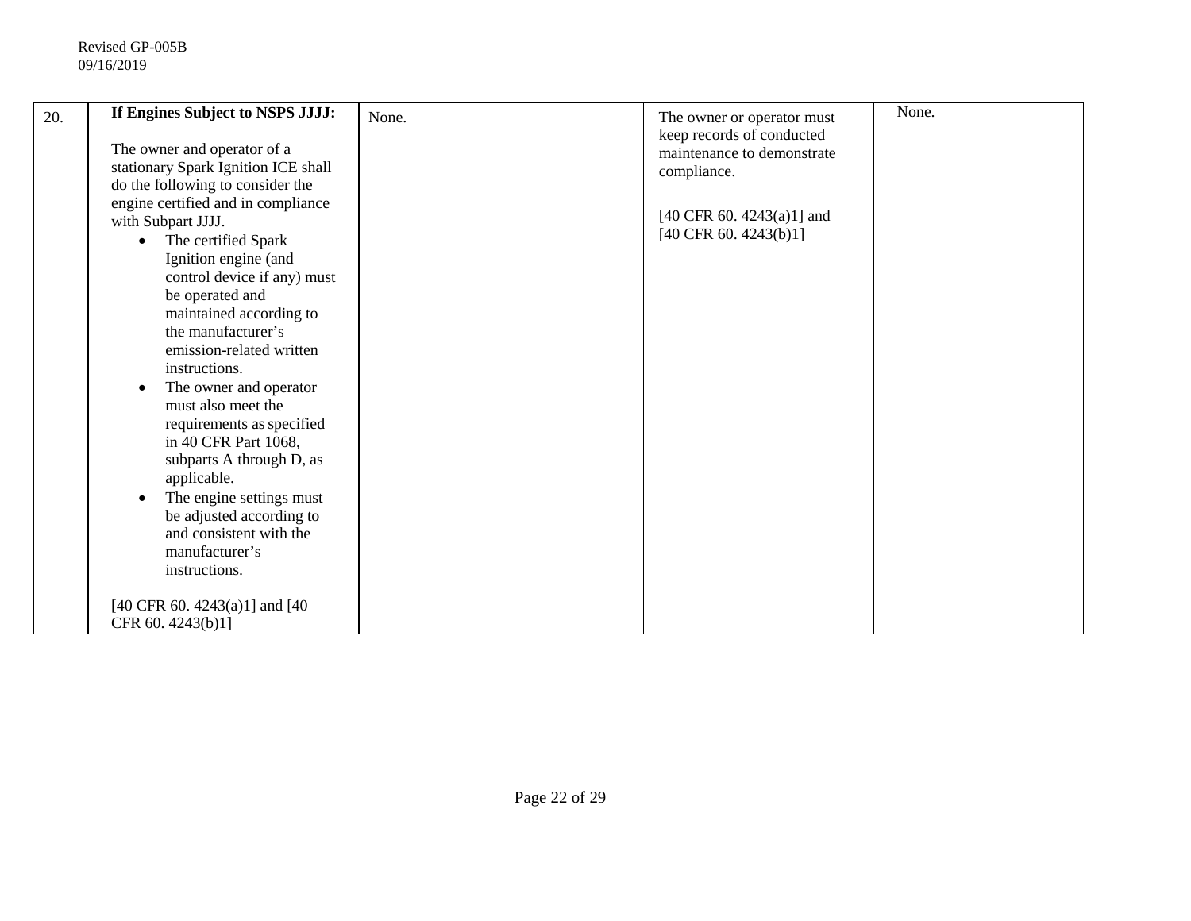| 20. | **If Engines Subject to NSPS JJJJ:**<br><br>The owner and operator of a stationary Spark Ignition ICE shall do the following to consider the engine certified and in compliance with Subpart JJJJ.<br>• The certified Spark Ignition engine (and control device if any) must be operated and maintained according to the manufacturer's emission-related written instructions.<br>• The owner and operator must also meet the requirements as specified in 40 CFR Part 1068, subparts A through D, as applicable.<br>• The engine settings must be adjusted according to and consistent with the manufacturer's instructions.<br><br>[40 CFR 60. 4243(a)1] and [40 CFR 60. 4243(b)1] | None. | The owner or operator must keep records of conducted maintenance to demonstrate compliance.<br><br>[40 CFR 60. 4243(a)1] and [40 CFR 60. 4243(b)1] | None. |
|---|---|---|---|---|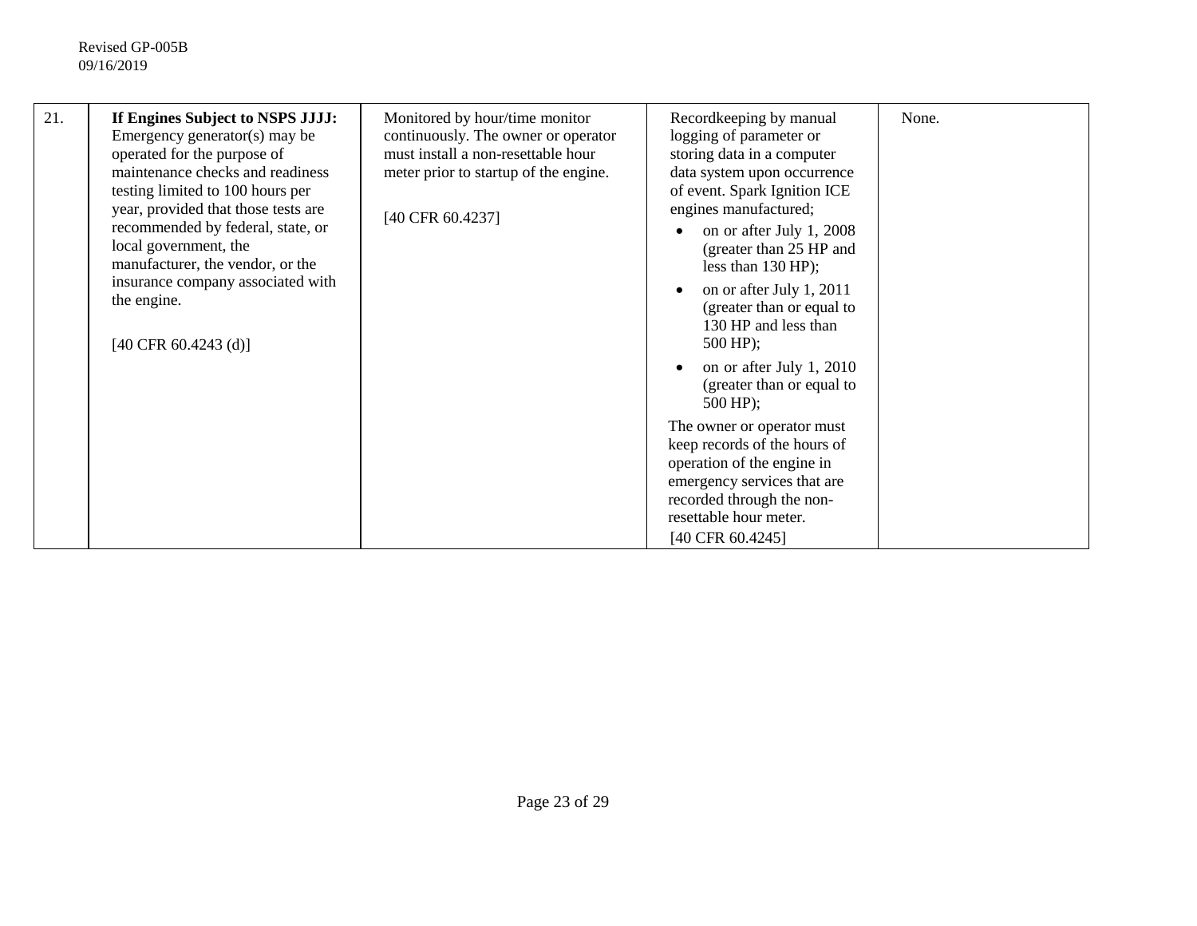| 21. | **If Engines Subject to NSPS JJJJ:** Emergency generator(s) may be operated for the purpose of maintenance checks and readiness testing limited to 100 hours per year, provided that those tests are recommended by federal, state, or local government, the manufacturer, the vendor, or the insurance company associated with the engine.<br><br>[40 CFR 60.4243 (d)] | Monitored by hour/time monitor continuously. The owner or operator must install a non-resettable hour meter prior to startup of the engine.<br><br>[40 CFR 60.4237] | Recordkeeping by manual logging of parameter or storing data in a computer data system upon occurrence of event. Spark Ignition ICE engines manufactured;<br>• on or after July 1, 2008 (greater than 25 HP and less than 130 HP);<br>• on or after July 1, 2011 (greater than or equal to 130 HP and less than 500 HP);<br>• on or after July 1, 2010 (greater than or equal to 500 HP);<br>The owner or operator must keep records of the hours of operation of the engine in emergency services that are recorded through the non-resettable hour meter.<br>[40 CFR 60.4245] | None. |
|---|---|---|---|---|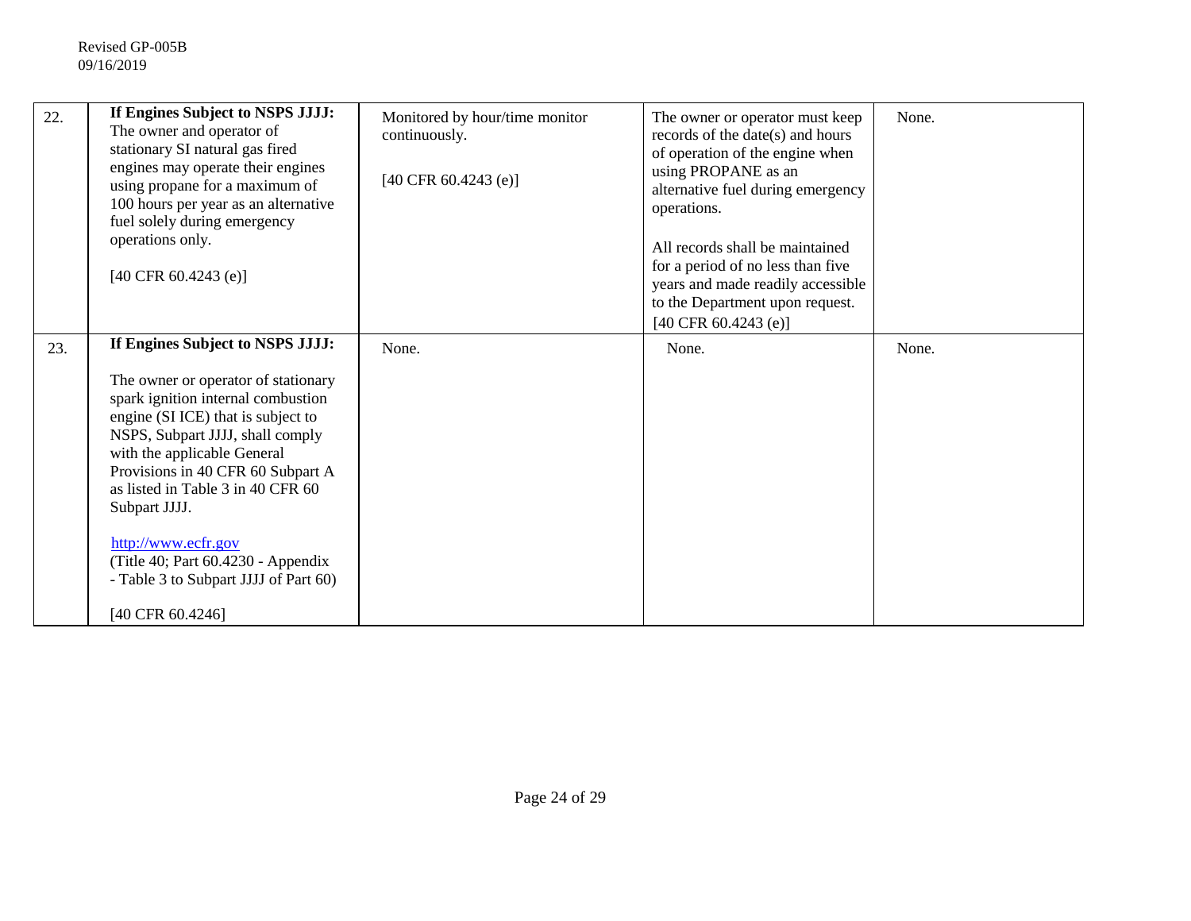| 22. | **If Engines Subject to NSPS JJJJ:** The owner and operator of stationary SI natural gas fired engines may operate their engines using propane for a maximum of 100 hours per year as an alternative fuel solely during emergency operations only.<br><br>[40 CFR 60.4243 (e)] | Monitored by hour/time monitor continuously.<br><br>[40 CFR 60.4243 (e)] | The owner or operator must keep records of the date(s) and hours of operation of the engine when using PROPANE as an alternative fuel during emergency operations.<br><br>All records shall be maintained for a period of no less than five years and made readily accessible to the Department upon request.<br>[40 CFR 60.4243 (e)] | None. |
|---|---|---|---|---|
| 23. | **If Engines Subject to NSPS JJJJ:**<br><br>The owner or operator of stationary spark ignition internal combustion engine (SI ICE) that is subject to NSPS, Subpart JJJJ, shall comply with the applicable General Provisions in 40 CFR 60 Subpart A as listed in Table 3 in 40 CFR 60 Subpart JJJJ.<br><br>http://www.ecfr.gov<br>(Title 40; Part 60.4230 - Appendix - Table 3 to Subpart JJJJ of Part 60)<br><br>[40 CFR 60.4246] | None. | None. | None. |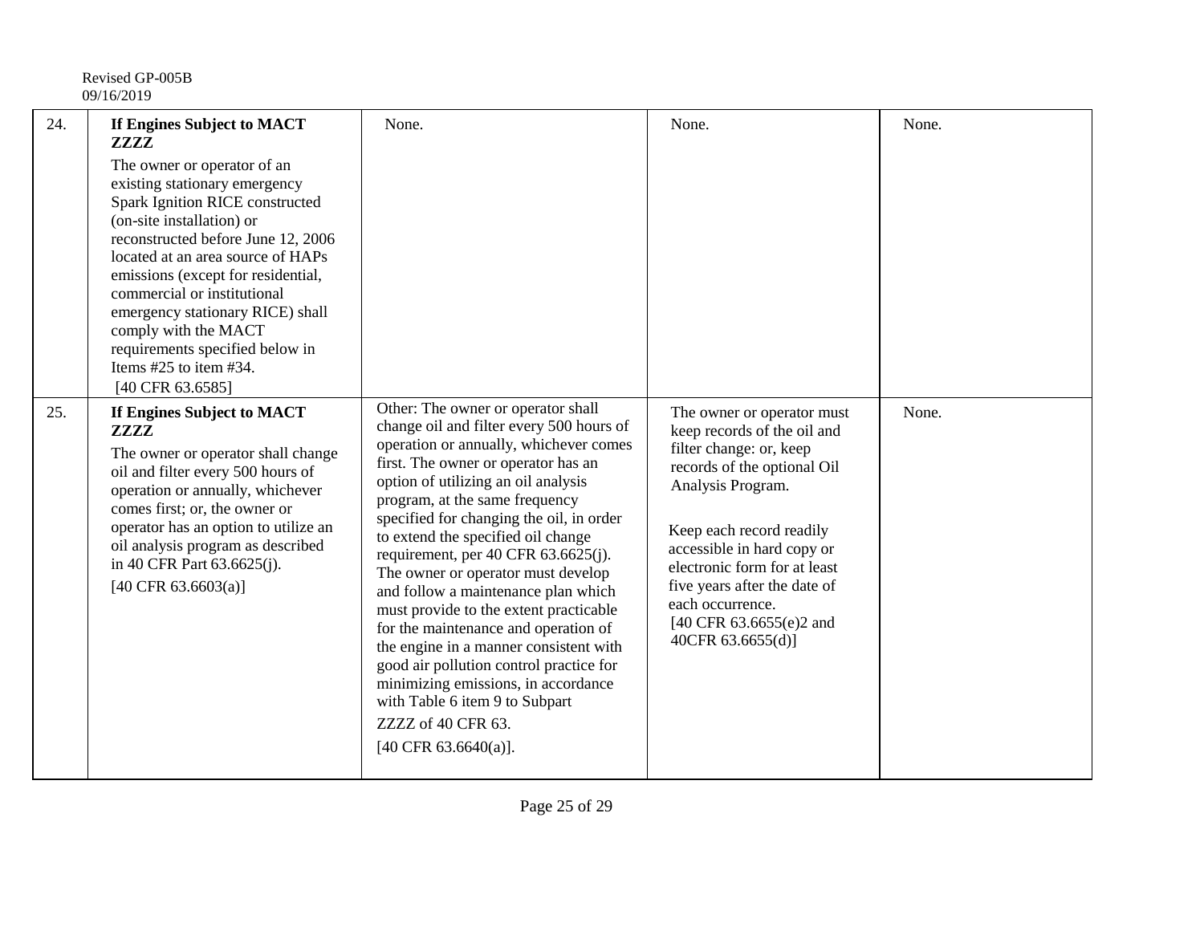Revised GP-005B
09/16/2019

| | | | | |
|---|---|---|---|---|
| 24. | **If Engines Subject to MACT ZZZZ**<br>The owner or operator of an existing stationary emergency Spark Ignition RICE constructed (on-site installation) or reconstructed before June 12, 2006 located at an area source of HAPs emissions (except for residential, commercial or institutional emergency stationary RICE) shall comply with the MACT requirements specified below in Items #25 to item #34.<br>[40 CFR 63.6585] | None. | None. | None. |
| 25. | **If Engines Subject to MACT ZZZZ**<br>The owner or operator shall change oil and filter every 500 hours of operation or annually, whichever comes first; or, the owner or operator has an option to utilize an oil analysis program as described in 40 CFR Part 63.6625(j).<br>[40 CFR 63.6603(a)] | Other: The owner or operator shall change oil and filter every 500 hours of operation or annually, whichever comes first. The owner or operator has an option of utilizing an oil analysis program, at the same frequency specified for changing the oil, in order to extend the specified oil change requirement, per 40 CFR 63.6625(j). The owner or operator must develop and follow a maintenance plan which must provide to the extent practicable for the maintenance and operation of the engine in a manner consistent with good air pollution control practice for minimizing emissions, in accordance with Table 6 item 9 to Subpart ZZZZ of 40 CFR 63.<br>[40 CFR 63.6640(a)]. | The owner or operator must keep records of the oil and filter change: or, keep records of the optional Oil Analysis Program.<br><br>Keep each record readily accessible in hard copy or electronic form for at least five years after the date of each occurrence.<br>[40 CFR 63.6655(e)2 and 40CFR 63.6655(d)] | None. |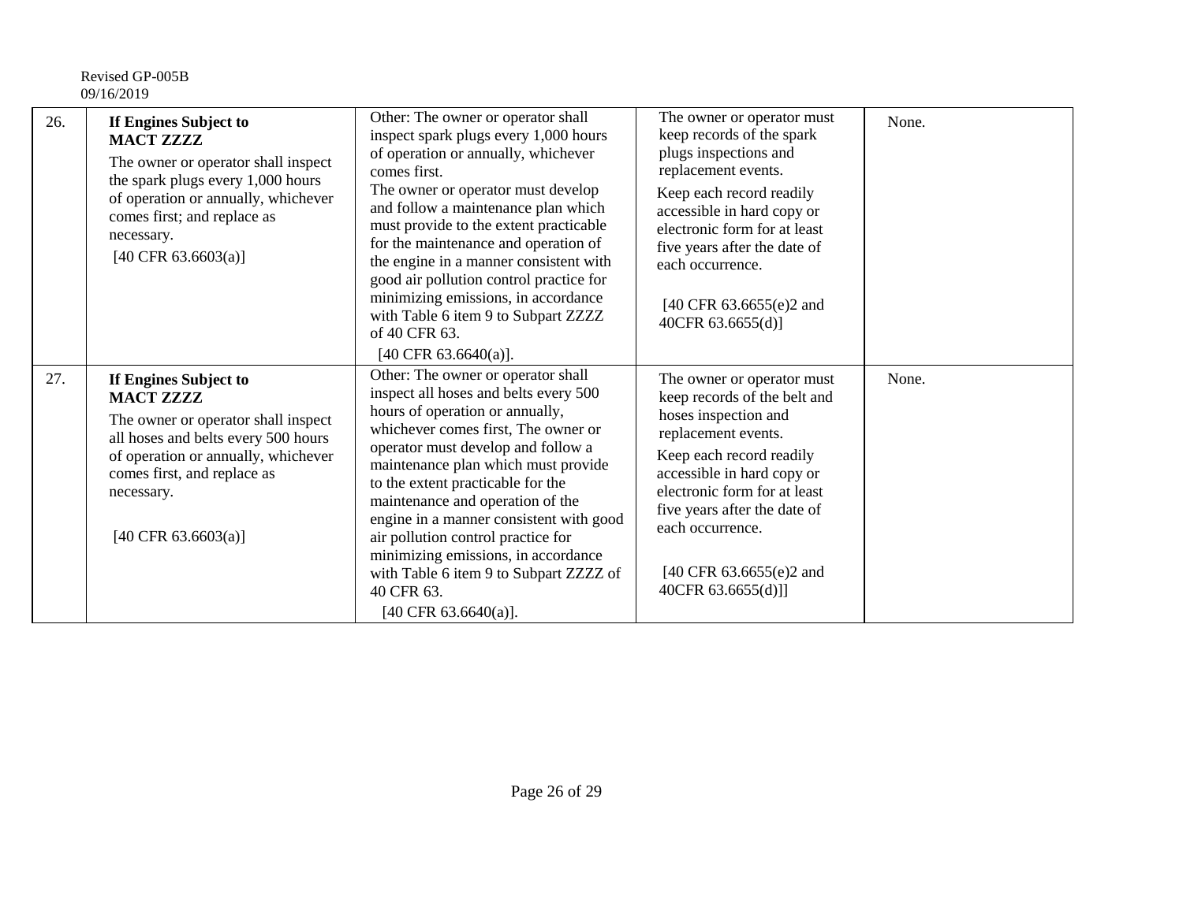| 26. | **If Engines Subject to MACT ZZZZ** The owner or operator shall inspect the spark plugs every 1,000 hours of operation or annually, whichever comes first; and replace as necessary. [40 CFR 63.6603(a)] | Other: The owner or operator shall inspect spark plugs every 1,000 hours of operation or annually, whichever comes first. The owner or operator must develop and follow a maintenance plan which must provide to the extent practicable for the maintenance and operation of the engine in a manner consistent with good air pollution control practice for minimizing emissions, in accordance with Table 6 item 9 to Subpart ZZZZ of 40 CFR 63. [40 CFR 63.6640(a)]. | The owner or operator must keep records of the spark plugs inspections and replacement events. Keep each record readily accessible in hard copy or electronic form for at least five years after the date of each occurrence. [40 CFR 63.6655(e)2 and 40CFR 63.6655(d)] | None. |
|---|---|---|---|---|
| 27. | **If Engines Subject to MACT ZZZZ** The owner or operator shall inspect all hoses and belts every 500 hours of operation or annually, whichever comes first, and replace as necessary. [40 CFR 63.6603(a)] | Other: The owner or operator shall inspect all hoses and belts every 500 hours of operation or annually, whichever comes first, The owner or operator must develop and follow a maintenance plan which must provide to the extent practicable for the maintenance and operation of the engine in a manner consistent with good air pollution control practice for minimizing emissions, in accordance with Table 6 item 9 to Subpart ZZZZ of 40 CFR 63. [40 CFR 63.6640(a)]. | The owner or operator must keep records of the belt and hoses inspection and replacement events. Keep each record readily accessible in hard copy or electronic form for at least five years after the date of each occurrence. [40 CFR 63.6655(e)2 and 40CFR 63.6655(d)]] | None. |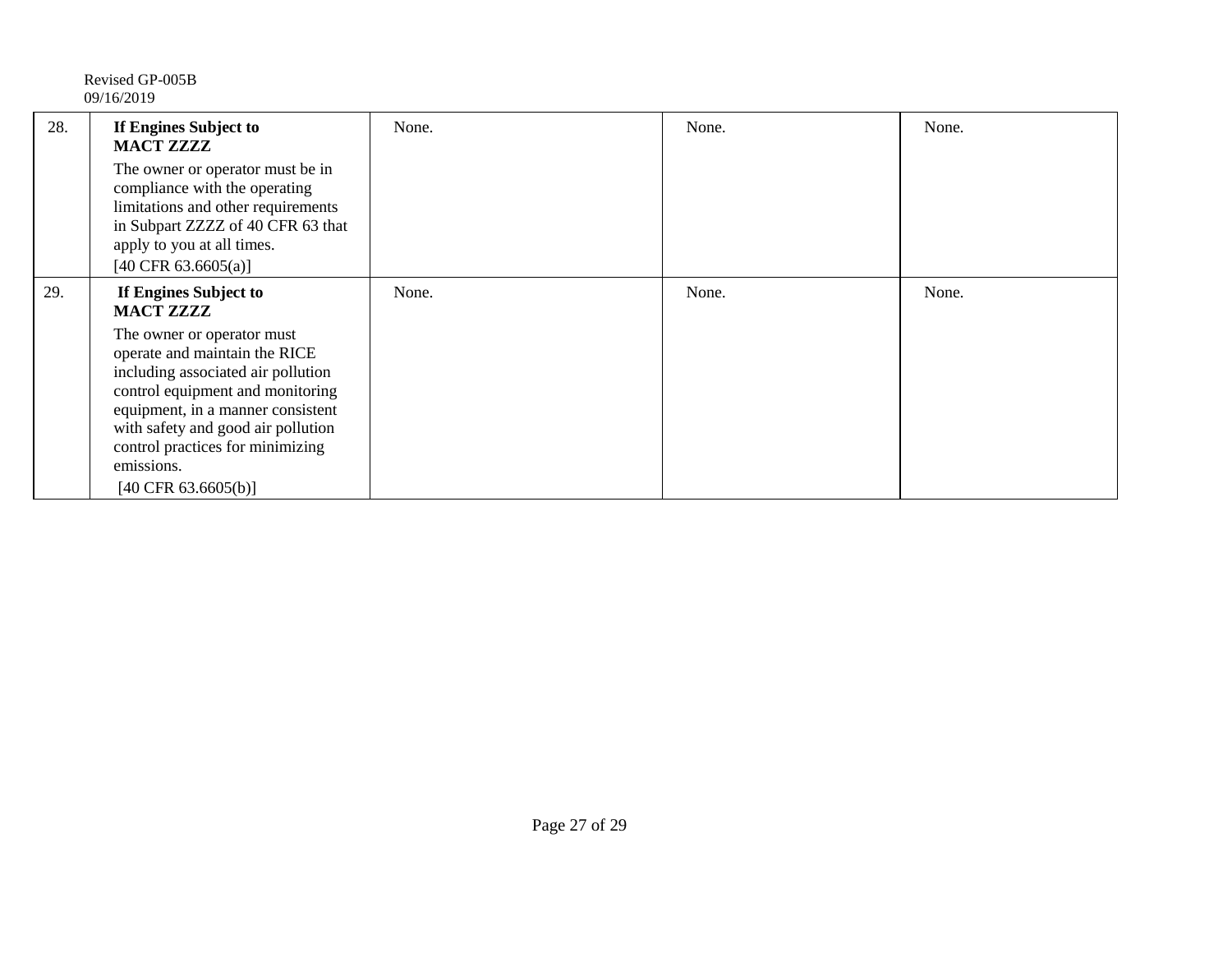| | | | | |
|---|---|---|---|---|
| 28. | **If Engines Subject to MACT ZZZZ** The owner or operator must be in compliance with the operating limitations and other requirements in Subpart ZZZZ of 40 CFR 63 that apply to you at all times. [40 CFR 63.6605(a)] | None. | None. | None. |
| 29. | **If Engines Subject to MACT ZZZZ** The owner or operator must operate and maintain the RICE including associated air pollution control equipment and monitoring equipment, in a manner consistent with safety and good air pollution control practices for minimizing emissions. [40 CFR 63.6605(b)] | None. | None. | None. |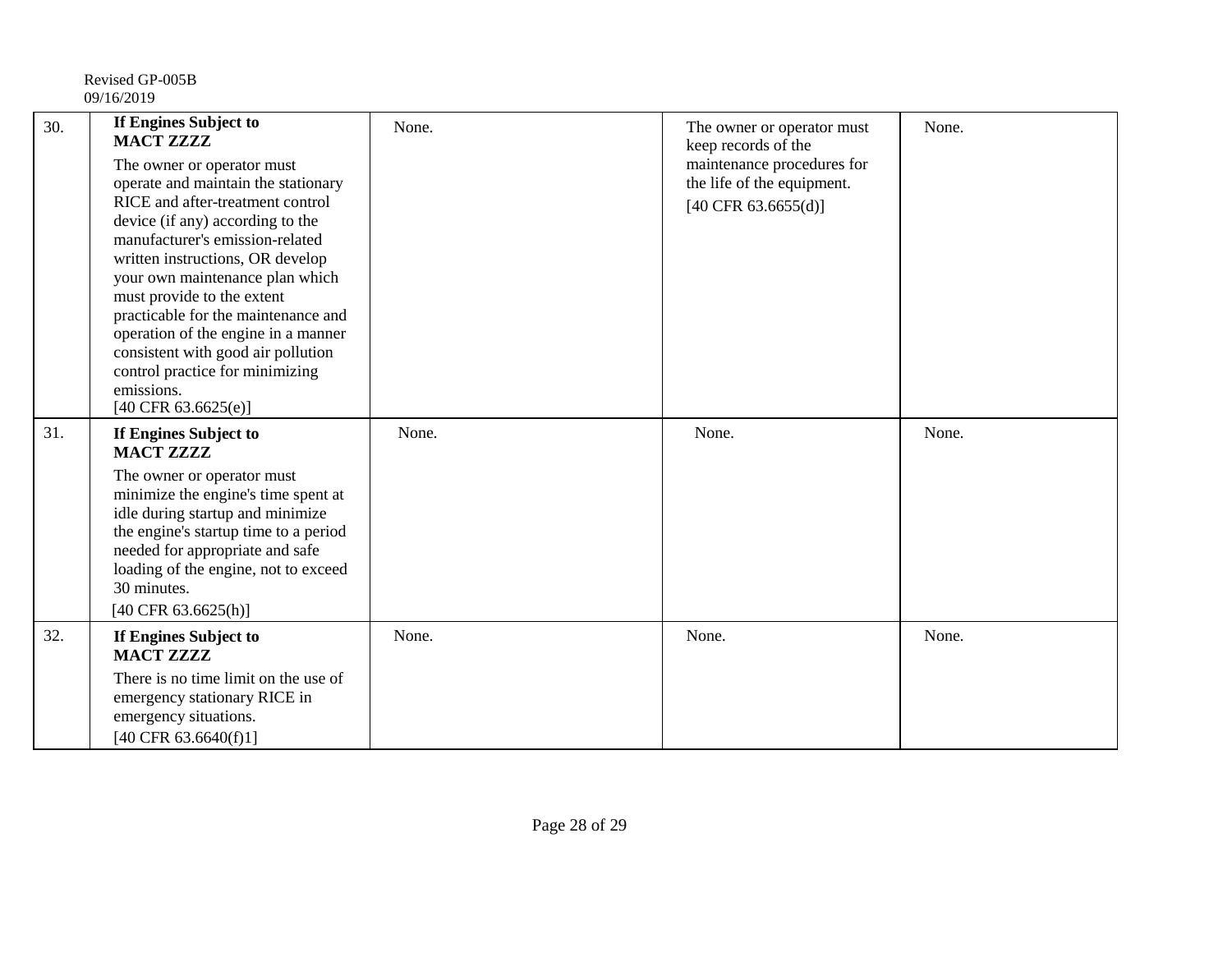| 30. | **If Engines Subject to MACT ZZZZ**<br>The owner or operator must operate and maintain the stationary RICE and after-treatment control device (if any) according to the manufacturer's emission-related written instructions, OR develop your own maintenance plan which must provide to the extent practicable for the maintenance and operation of the engine in a manner consistent with good air pollution control practice for minimizing emissions.<br>[40 CFR 63.6625(e)] | None. | The owner or operator must keep records of the maintenance procedures for the life of the equipment.<br>[40 CFR 63.6655(d)] | None. |
|---|---|---|---|---|
| 31. | **If Engines Subject to MACT ZZZZ**<br>The owner or operator must minimize the engine's time spent at idle during startup and minimize the engine's startup time to a period needed for appropriate and safe loading of the engine, not to exceed 30 minutes.<br>[40 CFR 63.6625(h)] | None. | None. | None. |
| 32. | **If Engines Subject to MACT ZZZZ**<br>There is no time limit on the use of emergency stationary RICE in emergency situations.<br>[40 CFR 63.6640(f)1] | None. | None. | None. |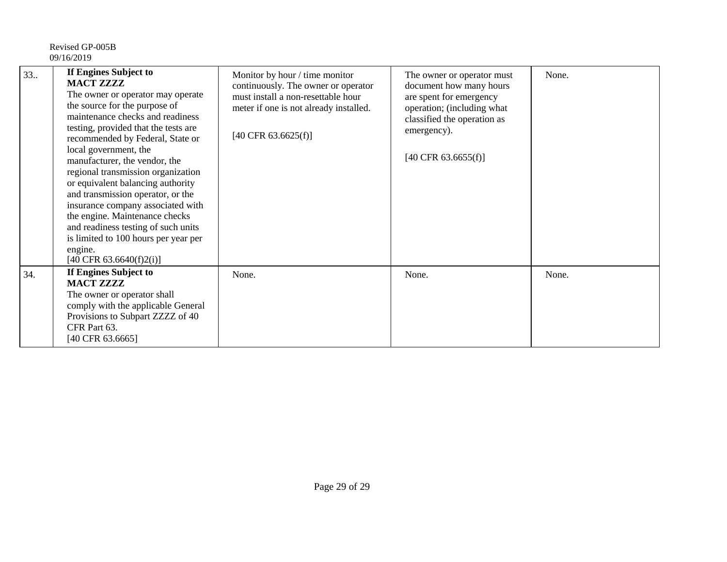| | | | | |
|---|---|---|---|---|
| 33.. | **If Engines Subject to MACT ZZZZ** The owner or operator may operate the source for the purpose of maintenance checks and readiness testing, provided that the tests are recommended by Federal, State or local government, the manufacturer, the vendor, the regional transmission organization or equivalent balancing authority and transmission operator, or the insurance company associated with the engine. Maintenance checks and readiness testing of such units is limited to 100 hours per year per engine. [40 CFR 63.6640(f)2(i)] | Monitor by hour / time monitor continuously. The owner or operator must install a non-resettable hour meter if one is not already installed. [40 CFR 63.6625(f)] | The owner or operator must document how many hours are spent for emergency operation; (including what classified the operation as emergency). [40 CFR 63.6655(f)] | None. |
| 34. | **If Engines Subject to MACT ZZZZ** The owner or operator shall comply with the applicable General Provisions to Subpart ZZZZ of 40 CFR Part 63. [40 CFR 63.6665] | None. | None. | None. |